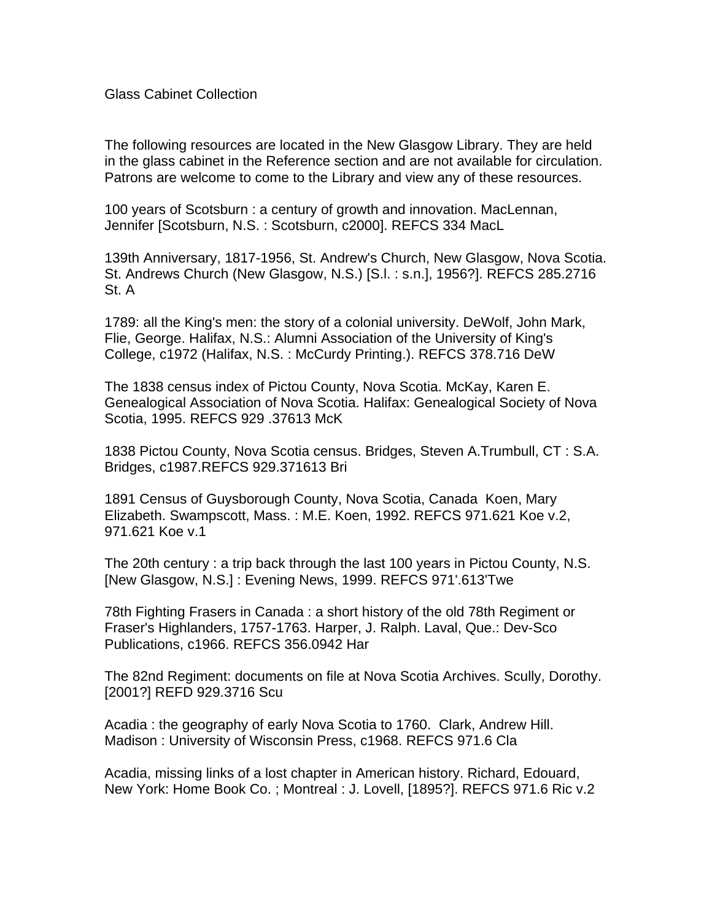# Glass Cabinet Collection

The following resources are located in the New Glasgow Library. They are held in the glass cabinet in the Reference section and are not available for circulation. Patrons are welcome to come to the Library and view any of these resources.

100 years of Scotsburn : a century of growth and innovation. MacLennan, Jennifer [Scotsburn, N.S. : Scotsburn, c2000]. REFCS 334 MacL

139th Anniversary, 1817-1956, St. Andrew's Church, New Glasgow, Nova Scotia. St. Andrews Church (New Glasgow, N.S.) [S.l. : s.n.], 1956?]. REFCS 285.2716 St. A

1789: all the King's men: the story of a colonial university. DeWolf, John Mark, Flie, George. Halifax, N.S.: Alumni Association of the University of King's College, c1972 (Halifax, N.S. : McCurdy Printing.). REFCS 378.716 DeW

The 1838 census index of Pictou County, Nova Scotia. McKay, Karen E. Genealogical Association of Nova Scotia. Halifax: Genealogical Society of Nova Scotia, 1995. REFCS 929 .37613 McK

1838 Pictou County, Nova Scotia census. Bridges, Steven A.Trumbull, CT : S.A. Bridges, c1987.REFCS 929.371613 Bri

1891 Census of Guysborough County, Nova Scotia, Canada Koen, Mary Elizabeth. Swampscott, Mass. : M.E. Koen, 1992. REFCS 971.621 Koe v.2, 971.621 Koe v.1

The 20th century : a trip back through the last 100 years in Pictou County, N.S. [New Glasgow, N.S.] : Evening News, 1999. REFCS 971'.613'Twe

78th Fighting Frasers in Canada : a short history of the old 78th Regiment or Fraser's Highlanders, 1757-1763. Harper, J. Ralph. Laval, Que.: Dev-Sco Publications, c1966. REFCS 356.0942 Har

The 82nd Regiment: documents on file at Nova Scotia Archives. Scully, Dorothy. [2001?] REFD 929.3716 Scu

Acadia : the geography of early Nova Scotia to 1760. Clark, Andrew Hill. Madison : University of Wisconsin Press, c1968. REFCS 971.6 Cla

Acadia, missing links of a lost chapter in American history. Richard, Edouard, New York: Home Book Co. ; Montreal : J. Lovell, [1895?]. REFCS 971.6 Ric v.2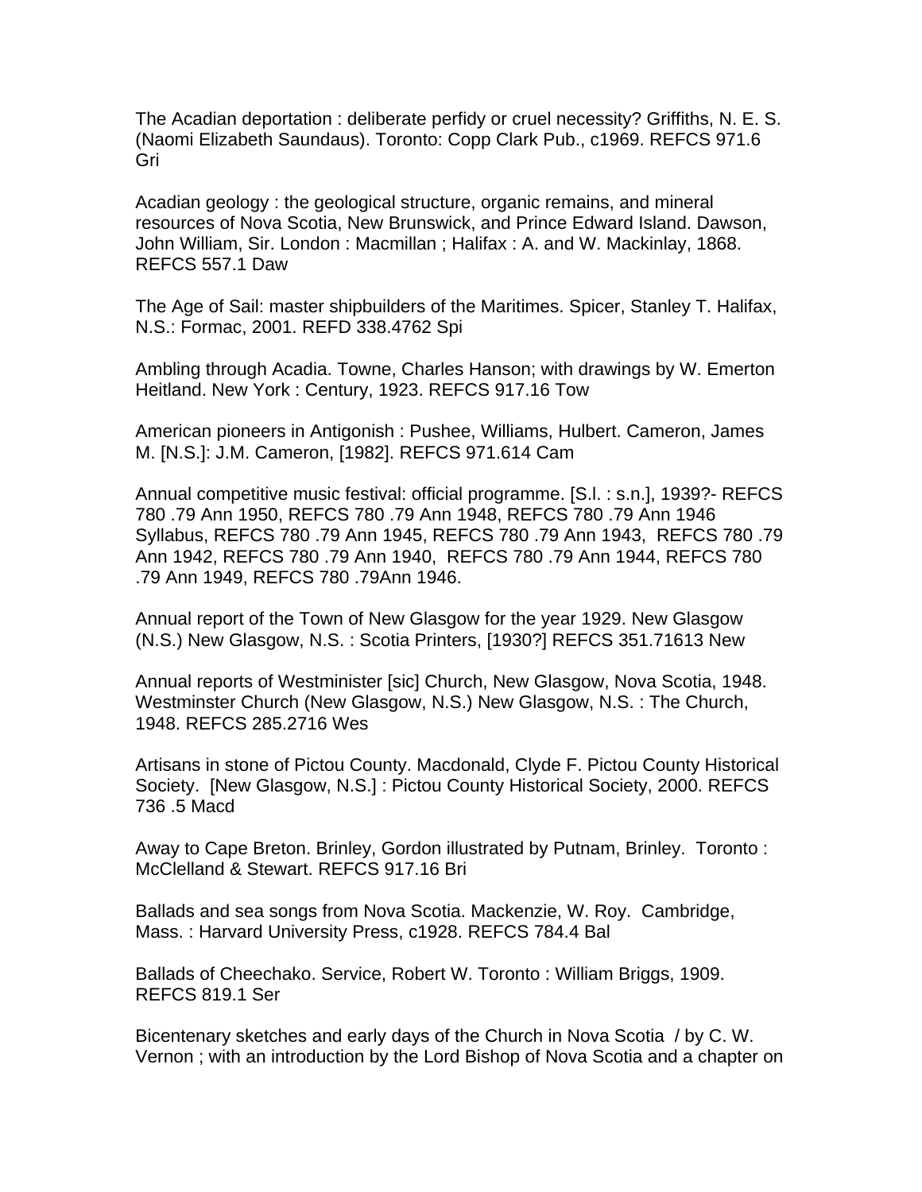The Acadian deportation : deliberate perfidy or cruel necessity? Griffiths, N. E. S. (Naomi Elizabeth Saundaus). Toronto: Copp Clark Pub., c1969. REFCS 971.6 Gri

Acadian geology : the geological structure, organic remains, and mineral resources of Nova Scotia, New Brunswick, and Prince Edward Island. Dawson, John William, Sir. London : Macmillan ; Halifax : A. and W. Mackinlay, 1868. REFCS 557.1 Daw

The Age of Sail: master shipbuilders of the Maritimes. Spicer, Stanley T. Halifax, N.S.: Formac, 2001. REFD 338.4762 Spi

Ambling through Acadia. Towne, Charles Hanson; with drawings by W. Emerton Heitland. New York : Century, 1923. REFCS 917.16 Tow

American pioneers in Antigonish : Pushee, Williams, Hulbert. Cameron, James M. [N.S.]: J.M. Cameron, [1982]. REFCS 971.614 Cam

Annual competitive music festival: official programme. [S.l. : s.n.], 1939?- REFCS 780 .79 Ann 1950, REFCS 780 .79 Ann 1948, REFCS 780 .79 Ann 1946 Syllabus, REFCS 780 .79 Ann 1945, REFCS 780 .79 Ann 1943, REFCS 780 .79 Ann 1942, REFCS 780 .79 Ann 1940, REFCS 780 .79 Ann 1944, REFCS 780 .79 Ann 1949, REFCS 780 .79Ann 1946.

Annual report of the Town of New Glasgow for the year 1929. New Glasgow (N.S.) New Glasgow, N.S. : Scotia Printers, [1930?] REFCS 351.71613 New

Annual reports of Westminister [sic] Church, New Glasgow, Nova Scotia, 1948. Westminster Church (New Glasgow, N.S.) New Glasgow, N.S. : The Church, 1948. REFCS 285.2716 Wes

Artisans in stone of Pictou County. Macdonald, Clyde F. Pictou County Historical Society. [New Glasgow, N.S.] : Pictou County Historical Society, 2000. REFCS 736 .5 Macd

Away to Cape Breton. Brinley, Gordon illustrated by Putnam, Brinley. Toronto : McClelland & Stewart. REFCS 917.16 Bri

Ballads and sea songs from Nova Scotia. Mackenzie, W. Roy. Cambridge, Mass. : Harvard University Press, c1928. REFCS 784.4 Bal

Ballads of Cheechako. Service, Robert W. Toronto : William Briggs, 1909. REFCS 819.1 Ser

Bicentenary sketches and early days of the Church in Nova Scotia / by C. W. Vernon ; with an introduction by the Lord Bishop of Nova Scotia and a chapter on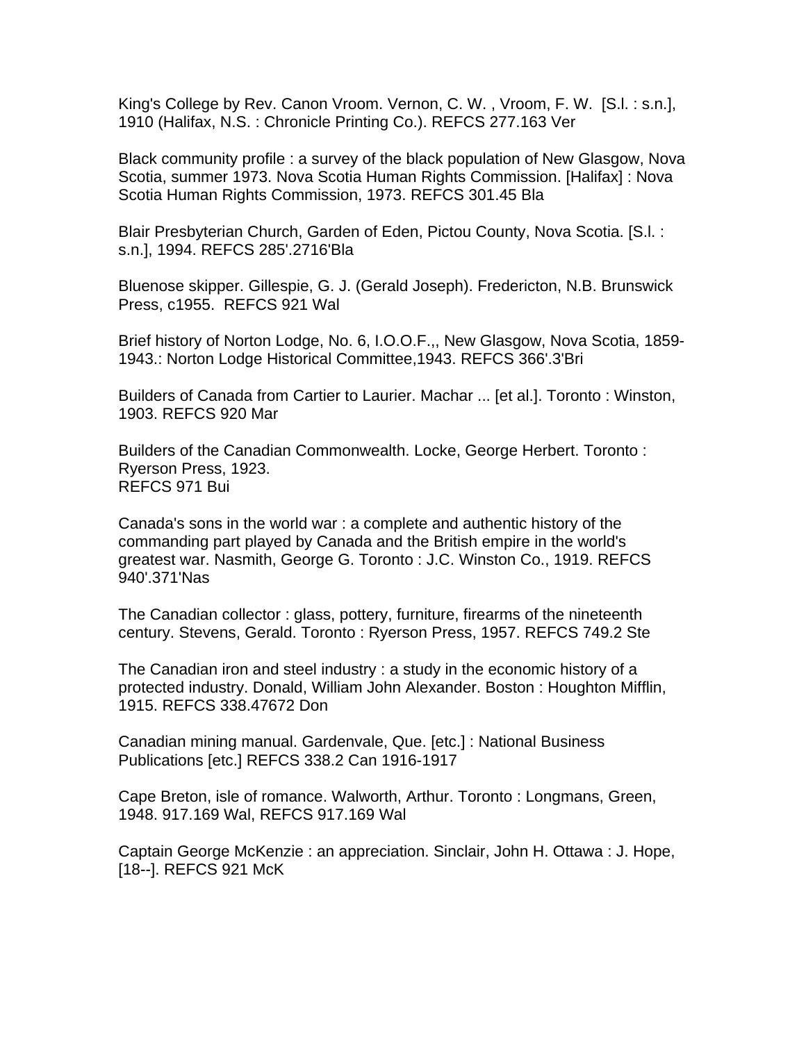King's College by Rev. Canon Vroom. Vernon, C. W. , Vroom, F. W. [S.l. : s.n.], 1910 (Halifax, N.S. : Chronicle Printing Co.). REFCS 277.163 Ver

Black community profile : a survey of the black population of New Glasgow, Nova Scotia, summer 1973. Nova Scotia Human Rights Commission. [Halifax] : Nova Scotia Human Rights Commission, 1973. REFCS 301.45 Bla

Blair Presbyterian Church, Garden of Eden, Pictou County, Nova Scotia. [S.l. : s.n.], 1994. REFCS 285'.2716'Bla

Bluenose skipper. Gillespie, G. J. (Gerald Joseph). Fredericton, N.B. Brunswick Press, c1955. REFCS 921 Wal

Brief history of Norton Lodge, No. 6, I.O.O.F.,, New Glasgow, Nova Scotia, 1859-1943.: Norton Lodge Historical Committee,1943. REFCS 366'.3'Bri

Builders of Canada from Cartier to Laurier. Machar ... [et al.]. Toronto : Winston, 1903. REFCS 920 Mar

Builders of the Canadian Commonwealth. Locke, George Herbert. Toronto : Ryerson Press, 1923.
REFCS 971 Bui

Canada's sons in the world war : a complete and authentic history of the commanding part played by Canada and the British empire in the world's greatest war. Nasmith, George G. Toronto : J.C. Winston Co., 1919. REFCS 940'.371'Nas

The Canadian collector : glass, pottery, furniture, firearms of the nineteenth century. Stevens, Gerald. Toronto : Ryerson Press, 1957. REFCS 749.2 Ste

The Canadian iron and steel industry : a study in the economic history of a protected industry. Donald, William John Alexander. Boston : Houghton Mifflin, 1915. REFCS 338.47672 Don

Canadian mining manual. Gardenvale, Que. [etc.] : National Business Publications [etc.] REFCS 338.2 Can 1916-1917

Cape Breton, isle of romance. Walworth, Arthur. Toronto : Longmans, Green, 1948. 917.169 Wal, REFCS 917.169 Wal

Captain George McKenzie : an appreciation. Sinclair, John H. Ottawa : J. Hope, [18--]. REFCS 921 McK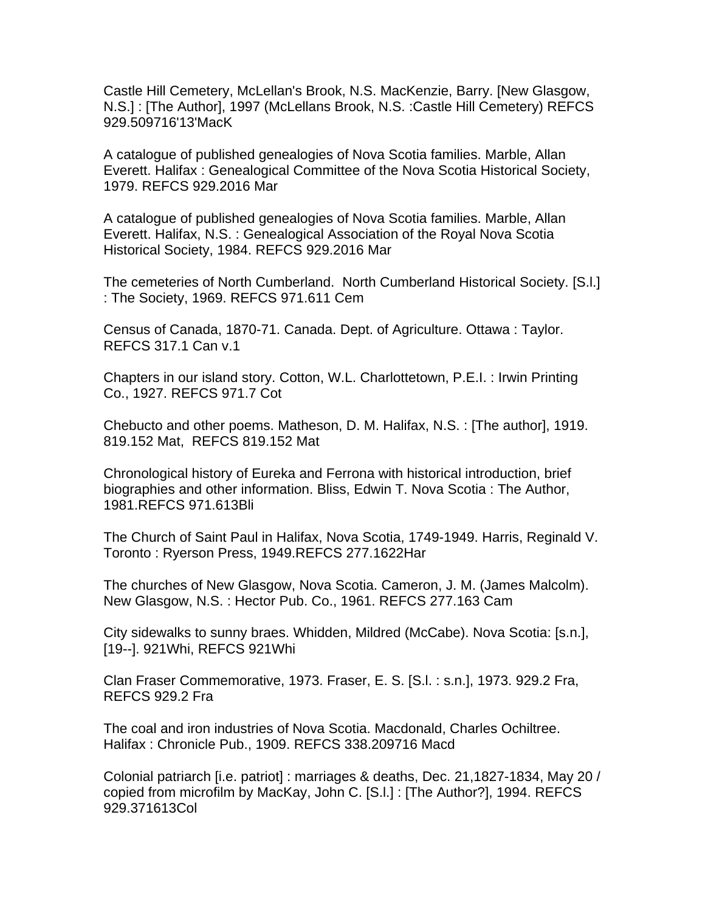Castle Hill Cemetery, McLellan's Brook, N.S. MacKenzie, Barry. [New Glasgow, N.S.] : [The Author], 1997 (McLellans Brook, N.S. :Castle Hill Cemetery) REFCS 929.509716'13'MacK

A catalogue of published genealogies of Nova Scotia families. Marble, Allan Everett. Halifax : Genealogical Committee of the Nova Scotia Historical Society, 1979. REFCS 929.2016 Mar

A catalogue of published genealogies of Nova Scotia families. Marble, Allan Everett. Halifax, N.S. : Genealogical Association of the Royal Nova Scotia Historical Society, 1984. REFCS 929.2016 Mar

The cemeteries of North Cumberland. North Cumberland Historical Society. [S.l.] : The Society, 1969. REFCS 971.611 Cem

Census of Canada, 1870-71. Canada. Dept. of Agriculture. Ottawa : Taylor. REFCS 317.1 Can v.1

Chapters in our island story. Cotton, W.L. Charlottetown, P.E.I. : Irwin Printing Co., 1927. REFCS 971.7 Cot

Chebucto and other poems. Matheson, D. M. Halifax, N.S. : [The author], 1919. 819.152 Mat, REFCS 819.152 Mat

Chronological history of Eureka and Ferrona with historical introduction, brief biographies and other information. Bliss, Edwin T. Nova Scotia : The Author, 1981.REFCS 971.613Bli

The Church of Saint Paul in Halifax, Nova Scotia, 1749-1949. Harris, Reginald V. Toronto : Ryerson Press, 1949.REFCS 277.1622Har

The churches of New Glasgow, Nova Scotia. Cameron, J. M. (James Malcolm). New Glasgow, N.S. : Hector Pub. Co., 1961. REFCS 277.163 Cam

City sidewalks to sunny braes. Whidden, Mildred (McCabe). Nova Scotia: [s.n.], [19--]. 921Whi, REFCS 921Whi

Clan Fraser Commemorative, 1973. Fraser, E. S. [S.l. : s.n.], 1973. 929.2 Fra, REFCS 929.2 Fra

The coal and iron industries of Nova Scotia. Macdonald, Charles Ochiltree. Halifax : Chronicle Pub., 1909. REFCS 338.209716 Macd

Colonial patriarch [i.e. patriot] : marriages & deaths, Dec. 21,1827-1834, May 20 / copied from microfilm by MacKay, John C. [S.l.] : [The Author?], 1994. REFCS 929.371613Col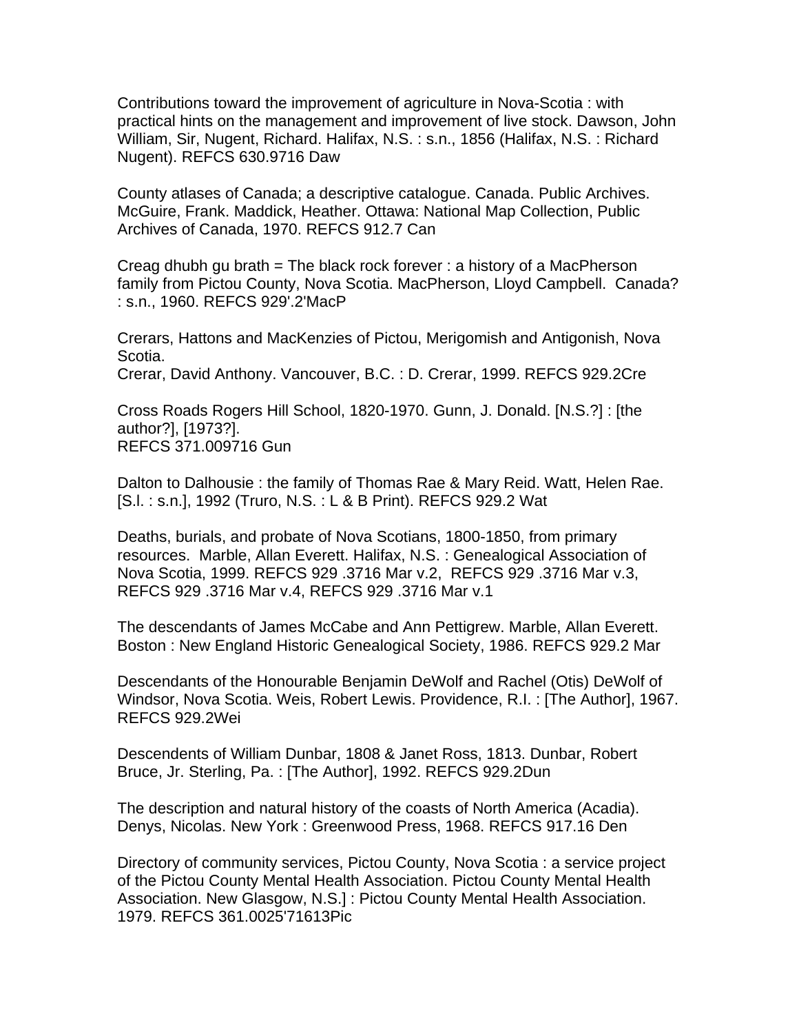Contributions toward the improvement of agriculture in Nova-Scotia : with practical hints on the management and improvement of live stock. Dawson, John William, Sir, Nugent, Richard. Halifax, N.S. : s.n., 1856 (Halifax, N.S. : Richard Nugent). REFCS 630.9716 Daw

County atlases of Canada; a descriptive catalogue. Canada. Public Archives. McGuire, Frank. Maddick, Heather. Ottawa: National Map Collection, Public Archives of Canada, 1970. REFCS 912.7 Can

Creag dhubh gu brath = The black rock forever : a history of a MacPherson family from Pictou County, Nova Scotia. MacPherson, Lloyd Campbell. Canada? : s.n., 1960. REFCS 929'.2'MacP

Crerars, Hattons and MacKenzies of Pictou, Merigomish and Antigonish, Nova Scotia.
Crerar, David Anthony. Vancouver, B.C. : D. Crerar, 1999. REFCS 929.2Cre

Cross Roads Rogers Hill School, 1820-1970. Gunn, J. Donald. [N.S.?] : [the author?], [1973?].
REFCS 371.009716 Gun

Dalton to Dalhousie : the family of Thomas Rae & Mary Reid. Watt, Helen Rae. [S.l. : s.n.], 1992 (Truro, N.S. : L & B Print). REFCS 929.2 Wat

Deaths, burials, and probate of Nova Scotians, 1800-1850, from primary resources. Marble, Allan Everett. Halifax, N.S. : Genealogical Association of Nova Scotia, 1999. REFCS 929 .3716 Mar v.2, REFCS 929 .3716 Mar v.3, REFCS 929 .3716 Mar v.4, REFCS 929 .3716 Mar v.1

The descendants of James McCabe and Ann Pettigrew. Marble, Allan Everett. Boston : New England Historic Genealogical Society, 1986. REFCS 929.2 Mar

Descendants of the Honourable Benjamin DeWolf and Rachel (Otis) DeWolf of Windsor, Nova Scotia. Weis, Robert Lewis. Providence, R.I. : [The Author], 1967. REFCS 929.2Wei

Descendents of William Dunbar, 1808 & Janet Ross, 1813. Dunbar, Robert Bruce, Jr. Sterling, Pa. : [The Author], 1992. REFCS 929.2Dun

The description and natural history of the coasts of North America (Acadia). Denys, Nicolas. New York : Greenwood Press, 1968. REFCS 917.16 Den

Directory of community services, Pictou County, Nova Scotia : a service project of the Pictou County Mental Health Association. Pictou County Mental Health Association. New Glasgow, N.S.] : Pictou County Mental Health Association. 1979. REFCS 361.0025'71613Pic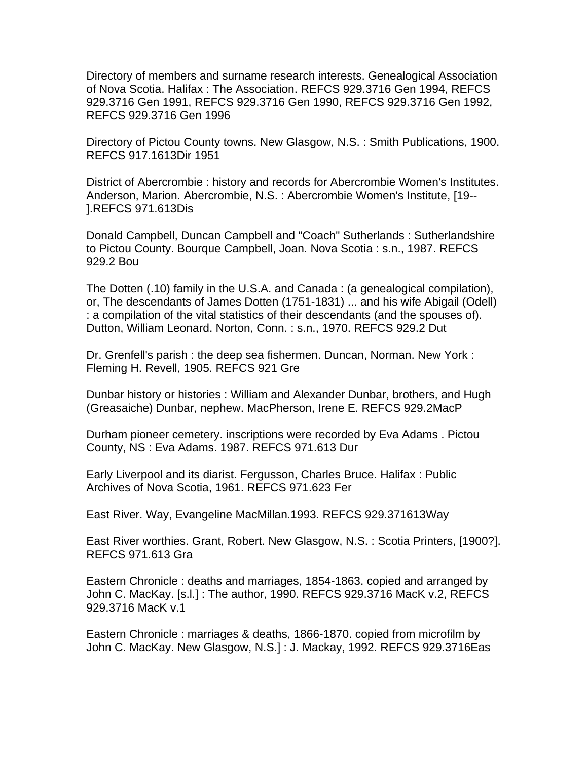Directory of members and surname research interests. Genealogical Association of Nova Scotia. Halifax : The Association. REFCS 929.3716 Gen 1994, REFCS 929.3716 Gen 1991, REFCS 929.3716 Gen 1990, REFCS 929.3716 Gen 1992, REFCS 929.3716 Gen 1996

Directory of Pictou County towns. New Glasgow, N.S. : Smith Publications, 1900. REFCS 917.1613Dir 1951

District of Abercrombie : history and records for Abercrombie Women's Institutes. Anderson, Marion. Abercrombie, N.S. : Abercrombie Women's Institute, [19-- ].REFCS 971.613Dis

Donald Campbell, Duncan Campbell and "Coach" Sutherlands : Sutherlandshire to Pictou County. Bourque Campbell, Joan. Nova Scotia : s.n., 1987. REFCS 929.2 Bou

The Dotten (.10) family in the U.S.A. and Canada : (a genealogical compilation), or, The descendants of James Dotten (1751-1831) ... and his wife Abigail (Odell) : a compilation of the vital statistics of their descendants (and the spouses of). Dutton, William Leonard. Norton, Conn. : s.n., 1970. REFCS 929.2 Dut

Dr. Grenfell's parish : the deep sea fishermen. Duncan, Norman. New York : Fleming H. Revell, 1905. REFCS 921 Gre

Dunbar history or histories : William and Alexander Dunbar, brothers, and Hugh (Greasaiche) Dunbar, nephew. MacPherson, Irene E. REFCS 929.2MacP

Durham pioneer cemetery. inscriptions were recorded by Eva Adams . Pictou County, NS : Eva Adams. 1987. REFCS 971.613 Dur

Early Liverpool and its diarist. Fergusson, Charles Bruce. Halifax : Public Archives of Nova Scotia, 1961. REFCS 971.623 Fer

East River. Way, Evangeline MacMillan.1993. REFCS 929.371613Way

East River worthies. Grant, Robert. New Glasgow, N.S. : Scotia Printers, [1900?]. REFCS 971.613 Gra

Eastern Chronicle : deaths and marriages, 1854-1863. copied and arranged by John C. MacKay. [s.l.] : The author, 1990. REFCS 929.3716 MacK v.2, REFCS 929.3716 MacK v.1

Eastern Chronicle : marriages & deaths, 1866-1870. copied from microfilm by John C. MacKay. New Glasgow, N.S.] : J. Mackay, 1992. REFCS 929.3716Eas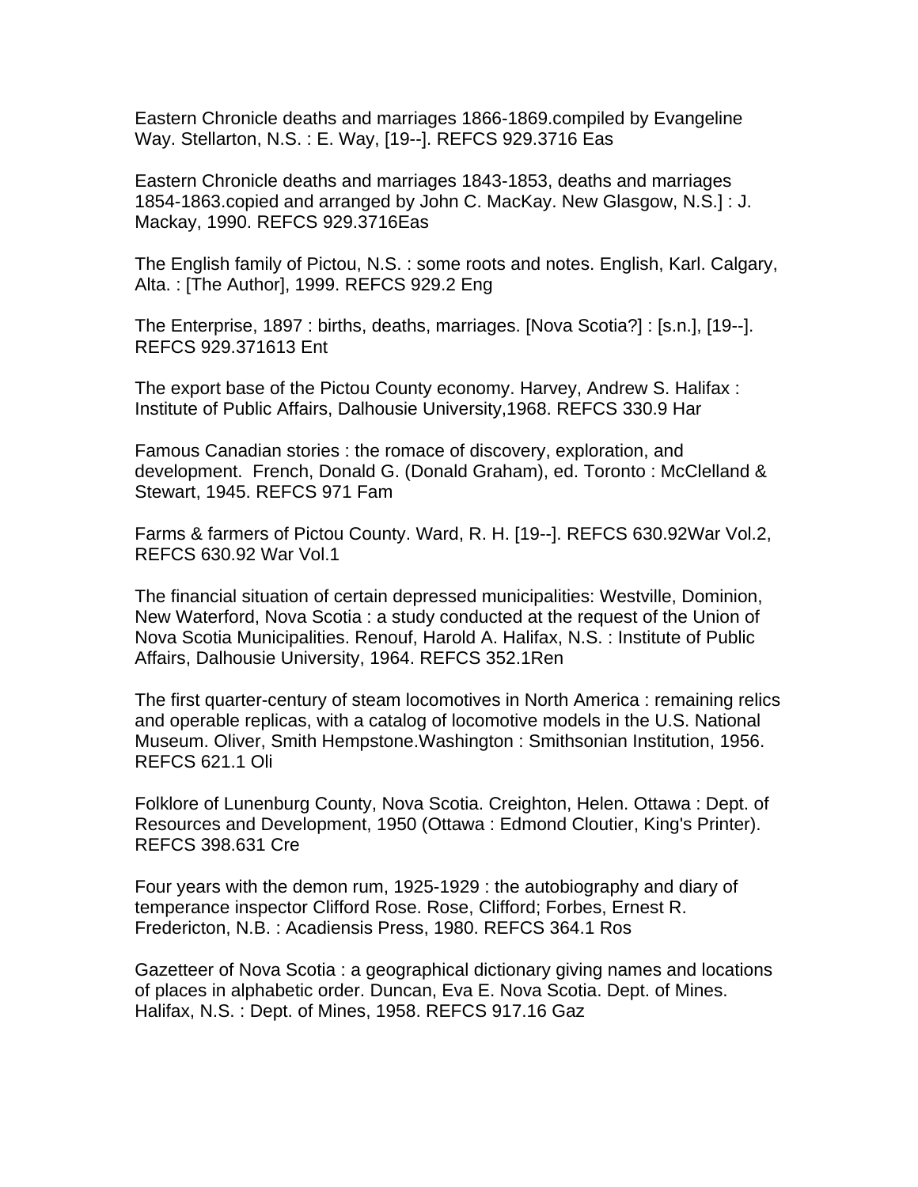Eastern Chronicle deaths and marriages 1866-1869.compiled by Evangeline Way. Stellarton, N.S. : E. Way, [19--]. REFCS 929.3716 Eas

Eastern Chronicle deaths and marriages 1843-1853, deaths and marriages 1854-1863.copied and arranged by John C. MacKay. New Glasgow, N.S.] : J. Mackay, 1990. REFCS 929.3716Eas

The English family of Pictou, N.S. : some roots and notes. English, Karl. Calgary, Alta. : [The Author], 1999. REFCS 929.2 Eng

The Enterprise, 1897 : births, deaths, marriages. [Nova Scotia?] : [s.n.], [19--]. REFCS 929.371613 Ent

The export base of the Pictou County economy. Harvey, Andrew S. Halifax : Institute of Public Affairs, Dalhousie University,1968. REFCS 330.9 Har

Famous Canadian stories : the romace of discovery, exploration, and development. French, Donald G. (Donald Graham), ed. Toronto : McClelland & Stewart, 1945. REFCS 971 Fam

Farms & farmers of Pictou County. Ward, R. H. [19--]. REFCS 630.92War Vol.2, REFCS 630.92 War Vol.1

The financial situation of certain depressed municipalities: Westville, Dominion, New Waterford, Nova Scotia : a study conducted at the request of the Union of Nova Scotia Municipalities. Renouf, Harold A. Halifax, N.S. : Institute of Public Affairs, Dalhousie University, 1964. REFCS 352.1Ren

The first quarter-century of steam locomotives in North America : remaining relics and operable replicas, with a catalog of locomotive models in the U.S. National Museum. Oliver, Smith Hempstone.Washington : Smithsonian Institution, 1956. REFCS 621.1 Oli

Folklore of Lunenburg County, Nova Scotia. Creighton, Helen. Ottawa : Dept. of Resources and Development, 1950 (Ottawa : Edmond Cloutier, King's Printer). REFCS 398.631 Cre

Four years with the demon rum, 1925-1929 : the autobiography and diary of temperance inspector Clifford Rose. Rose, Clifford; Forbes, Ernest R. Fredericton, N.B. : Acadiensis Press, 1980. REFCS 364.1 Ros

Gazetteer of Nova Scotia : a geographical dictionary giving names and locations of places in alphabetic order. Duncan, Eva E. Nova Scotia. Dept. of Mines. Halifax, N.S. : Dept. of Mines, 1958. REFCS 917.16 Gaz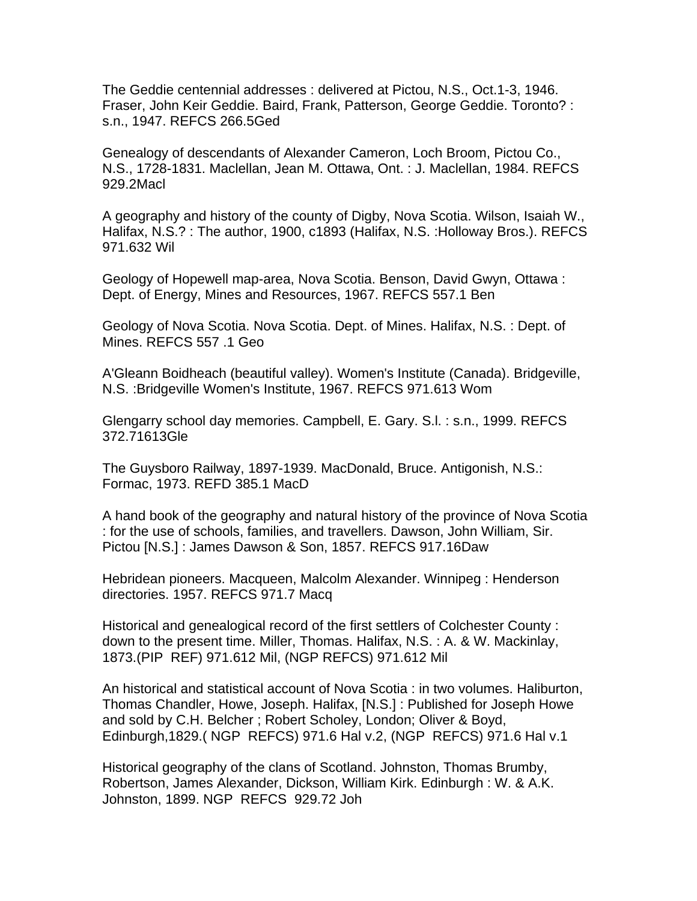The Geddie centennial addresses : delivered at Pictou, N.S., Oct.1-3, 1946. Fraser, John Keir Geddie. Baird, Frank, Patterson, George Geddie. Toronto? : s.n., 1947. REFCS 266.5Ged

Genealogy of descendants of Alexander Cameron, Loch Broom, Pictou Co., N.S., 1728-1831. Maclellan, Jean M. Ottawa, Ont. : J. Maclellan, 1984. REFCS 929.2Macl

A geography and history of the county of Digby, Nova Scotia. Wilson, Isaiah W., Halifax, N.S.? : The author, 1900, c1893 (Halifax, N.S. :Holloway Bros.). REFCS 971.632 Wil

Geology of Hopewell map-area, Nova Scotia. Benson, David Gwyn, Ottawa : Dept. of Energy, Mines and Resources, 1967. REFCS 557.1 Ben

Geology of Nova Scotia. Nova Scotia. Dept. of Mines. Halifax, N.S. : Dept. of Mines. REFCS 557 .1 Geo

A'Gleann Boidheach (beautiful valley). Women's Institute (Canada). Bridgeville, N.S. :Bridgeville Women's Institute, 1967. REFCS 971.613 Wom

Glengarry school day memories. Campbell, E. Gary. S.l. : s.n., 1999. REFCS 372.71613Gle

The Guysboro Railway, 1897-1939. MacDonald, Bruce. Antigonish, N.S.: Formac, 1973. REFD 385.1 MacD

A hand book of the geography and natural history of the province of Nova Scotia : for the use of schools, families, and travellers. Dawson, John William, Sir. Pictou [N.S.] : James Dawson & Son, 1857. REFCS 917.16Daw

Hebridean pioneers. Macqueen, Malcolm Alexander. Winnipeg : Henderson directories. 1957. REFCS 971.7 Macq

Historical and genealogical record of the first settlers of Colchester County : down to the present time. Miller, Thomas. Halifax, N.S. : A. & W. Mackinlay, 1873.(PIP REF) 971.612 Mil, (NGP REFCS) 971.612 Mil

An historical and statistical account of Nova Scotia : in two volumes. Haliburton, Thomas Chandler, Howe, Joseph. Halifax, [N.S.] : Published for Joseph Howe and sold by C.H. Belcher ; Robert Scholey, London; Oliver & Boyd, Edinburgh,1829.( NGP REFCS) 971.6 Hal v.2, (NGP REFCS) 971.6 Hal v.1

Historical geography of the clans of Scotland. Johnston, Thomas Brumby, Robertson, James Alexander, Dickson, William Kirk. Edinburgh : W. & A.K. Johnston, 1899. NGP REFCS 929.72 Joh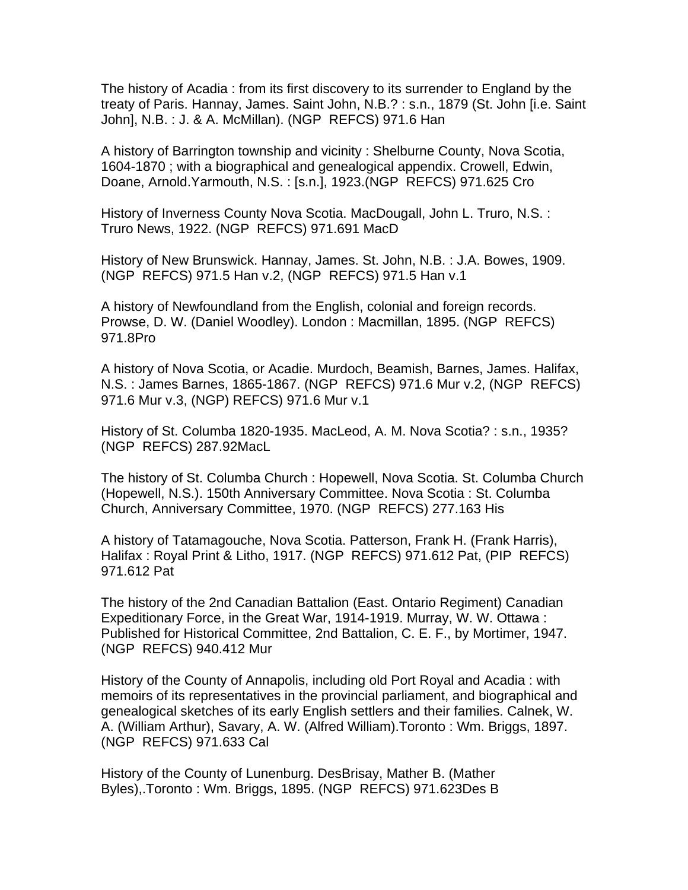The history of Acadia : from its first discovery to its surrender to England by the treaty of Paris. Hannay, James. Saint John, N.B.? : s.n., 1879 (St. John [i.e. Saint John], N.B. : J. & A. McMillan). (NGP  REFCS) 971.6 Han

A history of Barrington township and vicinity : Shelburne County, Nova Scotia, 1604-1870 ; with a biographical and genealogical appendix. Crowell, Edwin, Doane, Arnold.Yarmouth, N.S. : [s.n.], 1923.(NGP  REFCS) 971.625 Cro

History of Inverness County Nova Scotia. MacDougall, John L. Truro, N.S. : Truro News, 1922. (NGP  REFCS) 971.691 MacD

History of New Brunswick. Hannay, James. St. John, N.B. : J.A. Bowes, 1909. (NGP  REFCS) 971.5 Han v.2, (NGP  REFCS) 971.5 Han v.1

A history of Newfoundland from the English, colonial and foreign records. Prowse, D. W. (Daniel Woodley). London : Macmillan, 1895. (NGP  REFCS) 971.8Pro

A history of Nova Scotia, or Acadie. Murdoch, Beamish, Barnes, James. Halifax, N.S. : James Barnes, 1865-1867. (NGP  REFCS) 971.6 Mur v.2, (NGP  REFCS) 971.6 Mur v.3, (NGP) REFCS) 971.6 Mur v.1

History of St. Columba 1820-1935. MacLeod, A. M. Nova Scotia? : s.n., 1935? (NGP  REFCS) 287.92MacL

The history of St. Columba Church : Hopewell, Nova Scotia. St. Columba Church (Hopewell, N.S.). 150th Anniversary Committee. Nova Scotia : St. Columba Church, Anniversary Committee, 1970. (NGP  REFCS) 277.163 His

A history of Tatamagouche, Nova Scotia. Patterson, Frank H. (Frank Harris), Halifax : Royal Print & Litho, 1917. (NGP  REFCS) 971.612 Pat, (PIP  REFCS) 971.612 Pat

The history of the 2nd Canadian Battalion (East. Ontario Regiment) Canadian Expeditionary Force, in the Great War, 1914-1919. Murray, W. W. Ottawa : Published for Historical Committee, 2nd Battalion, C. E. F., by Mortimer, 1947. (NGP  REFCS) 940.412 Mur

History of the County of Annapolis, including old Port Royal and Acadia : with memoirs of its representatives in the provincial parliament, and biographical and genealogical sketches of its early English settlers and their families. Calnek, W. A. (William Arthur), Savary, A. W. (Alfred William).Toronto : Wm. Briggs, 1897. (NGP  REFCS) 971.633 Cal

History of the County of Lunenburg. DesBrisay, Mather B. (Mather Byles),.Toronto : Wm. Briggs, 1895. (NGP  REFCS) 971.623Des B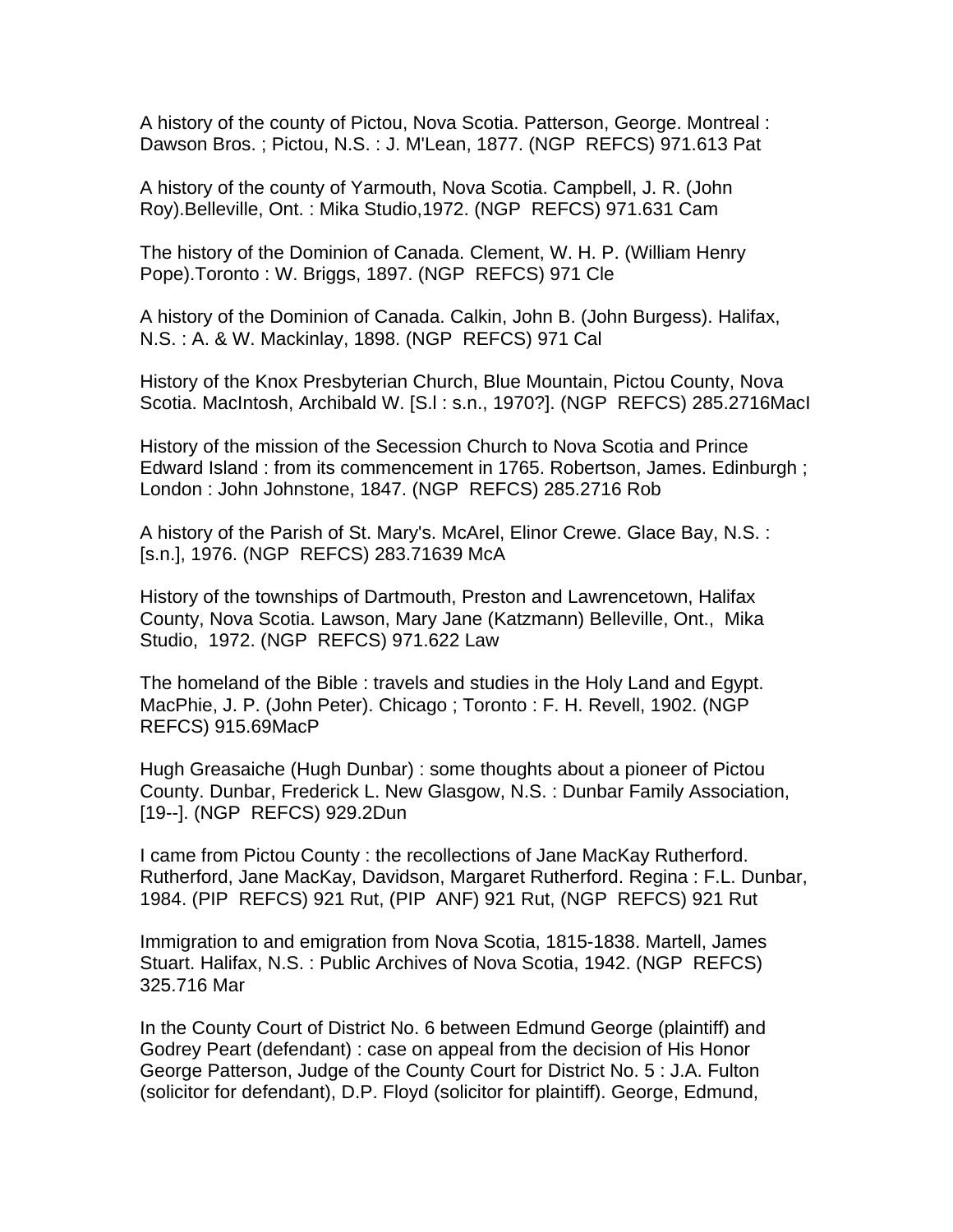A history of the county of Pictou, Nova Scotia. Patterson, George. Montreal : Dawson Bros. ; Pictou, N.S. : J. M'Lean, 1877. (NGP REFCS) 971.613 Pat

A history of the county of Yarmouth, Nova Scotia. Campbell, J. R. (John Roy).Belleville, Ont. : Mika Studio,1972. (NGP REFCS) 971.631 Cam

The history of the Dominion of Canada. Clement, W. H. P. (William Henry Pope).Toronto : W. Briggs, 1897. (NGP REFCS) 971 Cle

A history of the Dominion of Canada. Calkin, John B. (John Burgess). Halifax, N.S. : A. & W. Mackinlay, 1898. (NGP REFCS) 971 Cal

History of the Knox Presbyterian Church, Blue Mountain, Pictou County, Nova Scotia. MacIntosh, Archibald W. [S.l : s.n., 1970?]. (NGP REFCS) 285.2716MacI

History of the mission of the Secession Church to Nova Scotia and Prince Edward Island : from its commencement in 1765. Robertson, James. Edinburgh ; London : John Johnstone, 1847. (NGP REFCS) 285.2716 Rob

A history of the Parish of St. Mary's. McArel, Elinor Crewe. Glace Bay, N.S. : [s.n.], 1976. (NGP REFCS) 283.71639 McA

History of the townships of Dartmouth, Preston and Lawrencetown, Halifax County, Nova Scotia. Lawson, Mary Jane (Katzmann) Belleville, Ont., Mika Studio, 1972. (NGP REFCS) 971.622 Law

The homeland of the Bible : travels and studies in the Holy Land and Egypt. MacPhie, J. P. (John Peter). Chicago ; Toronto : F. H. Revell, 1902. (NGP REFCS) 915.69MacP

Hugh Greasaiche (Hugh Dunbar) : some thoughts about a pioneer of Pictou County. Dunbar, Frederick L. New Glasgow, N.S. : Dunbar Family Association, [19--]. (NGP REFCS) 929.2Dun

I came from Pictou County : the recollections of Jane MacKay Rutherford. Rutherford, Jane MacKay, Davidson, Margaret Rutherford. Regina : F.L. Dunbar, 1984. (PIP REFCS) 921 Rut, (PIP ANF) 921 Rut, (NGP REFCS) 921 Rut

Immigration to and emigration from Nova Scotia, 1815-1838. Martell, James Stuart. Halifax, N.S. : Public Archives of Nova Scotia, 1942. (NGP REFCS) 325.716 Mar

In the County Court of District No. 6 between Edmund George (plaintiff) and Godrey Peart (defendant) : case on appeal from the decision of His Honor George Patterson, Judge of the County Court for District No. 5 : J.A. Fulton (solicitor for defendant), D.P. Floyd (solicitor for plaintiff). George, Edmund,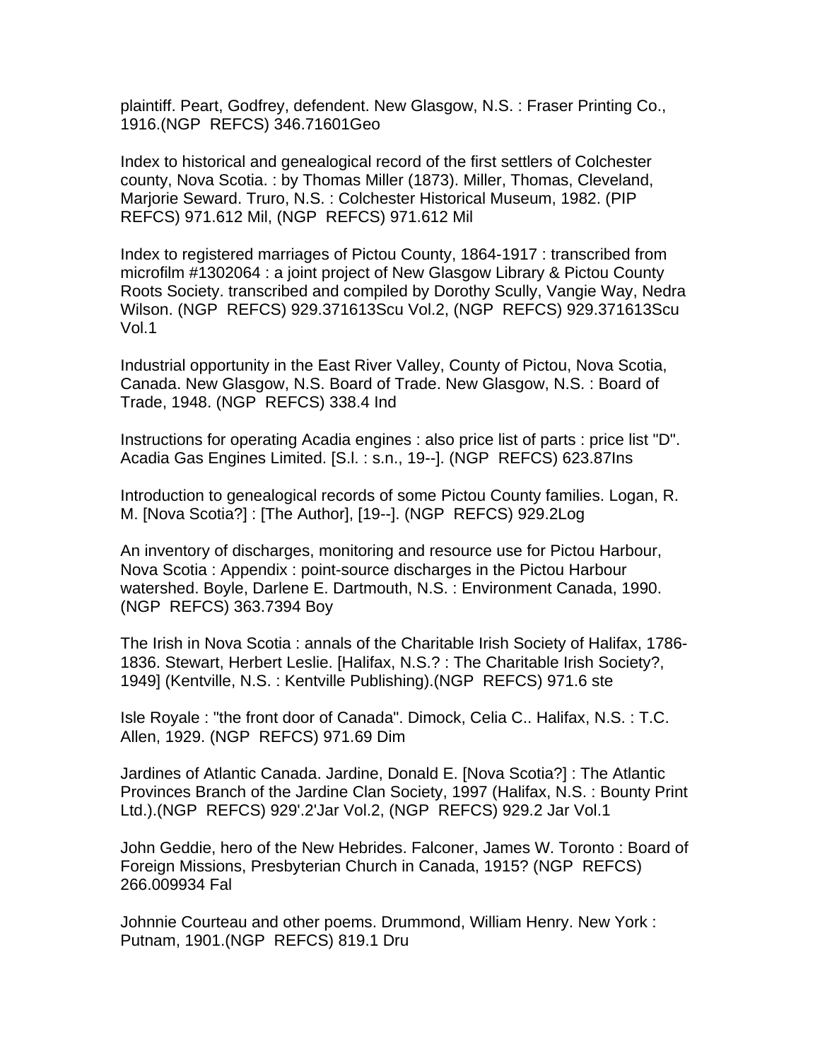plaintiff. Peart, Godfrey, defendent. New Glasgow, N.S. : Fraser Printing Co., 1916.(NGP REFCS) 346.71601Geo

Index to historical and genealogical record of the first settlers of Colchester county, Nova Scotia. : by Thomas Miller (1873). Miller, Thomas, Cleveland, Marjorie Seward. Truro, N.S. : Colchester Historical Museum, 1982. (PIP REFCS) 971.612 Mil, (NGP REFCS) 971.612 Mil

Index to registered marriages of Pictou County, 1864-1917 : transcribed from microfilm #1302064 : a joint project of New Glasgow Library & Pictou County Roots Society. transcribed and compiled by Dorothy Scully, Vangie Way, Nedra Wilson. (NGP REFCS) 929.371613Scu Vol.2, (NGP REFCS) 929.371613Scu Vol.1

Industrial opportunity in the East River Valley, County of Pictou, Nova Scotia, Canada. New Glasgow, N.S. Board of Trade. New Glasgow, N.S. : Board of Trade, 1948. (NGP REFCS) 338.4 Ind

Instructions for operating Acadia engines : also price list of parts : price list "D". Acadia Gas Engines Limited. [S.l. : s.n., 19--]. (NGP REFCS) 623.87Ins

Introduction to genealogical records of some Pictou County families. Logan, R. M. [Nova Scotia?] : [The Author], [19--]. (NGP REFCS) 929.2Log

An inventory of discharges, monitoring and resource use for Pictou Harbour, Nova Scotia : Appendix : point-source discharges in the Pictou Harbour watershed. Boyle, Darlene E. Dartmouth, N.S. : Environment Canada, 1990. (NGP REFCS) 363.7394 Boy

The Irish in Nova Scotia : annals of the Charitable Irish Society of Halifax, 1786-1836. Stewart, Herbert Leslie. [Halifax, N.S.? : The Charitable Irish Society?, 1949] (Kentville, N.S. : Kentville Publishing).(NGP REFCS) 971.6 ste

Isle Royale : "the front door of Canada". Dimock, Celia C.. Halifax, N.S. : T.C. Allen, 1929. (NGP REFCS) 971.69 Dim

Jardines of Atlantic Canada. Jardine, Donald E. [Nova Scotia?] : The Atlantic Provinces Branch of the Jardine Clan Society, 1997 (Halifax, N.S. : Bounty Print Ltd.).(NGP REFCS) 929'.2'Jar Vol.2, (NGP REFCS) 929.2 Jar Vol.1

John Geddie, hero of the New Hebrides. Falconer, James W. Toronto : Board of Foreign Missions, Presbyterian Church in Canada, 1915? (NGP REFCS) 266.009934 Fal

Johnnie Courteau and other poems. Drummond, William Henry. New York : Putnam, 1901.(NGP REFCS) 819.1 Dru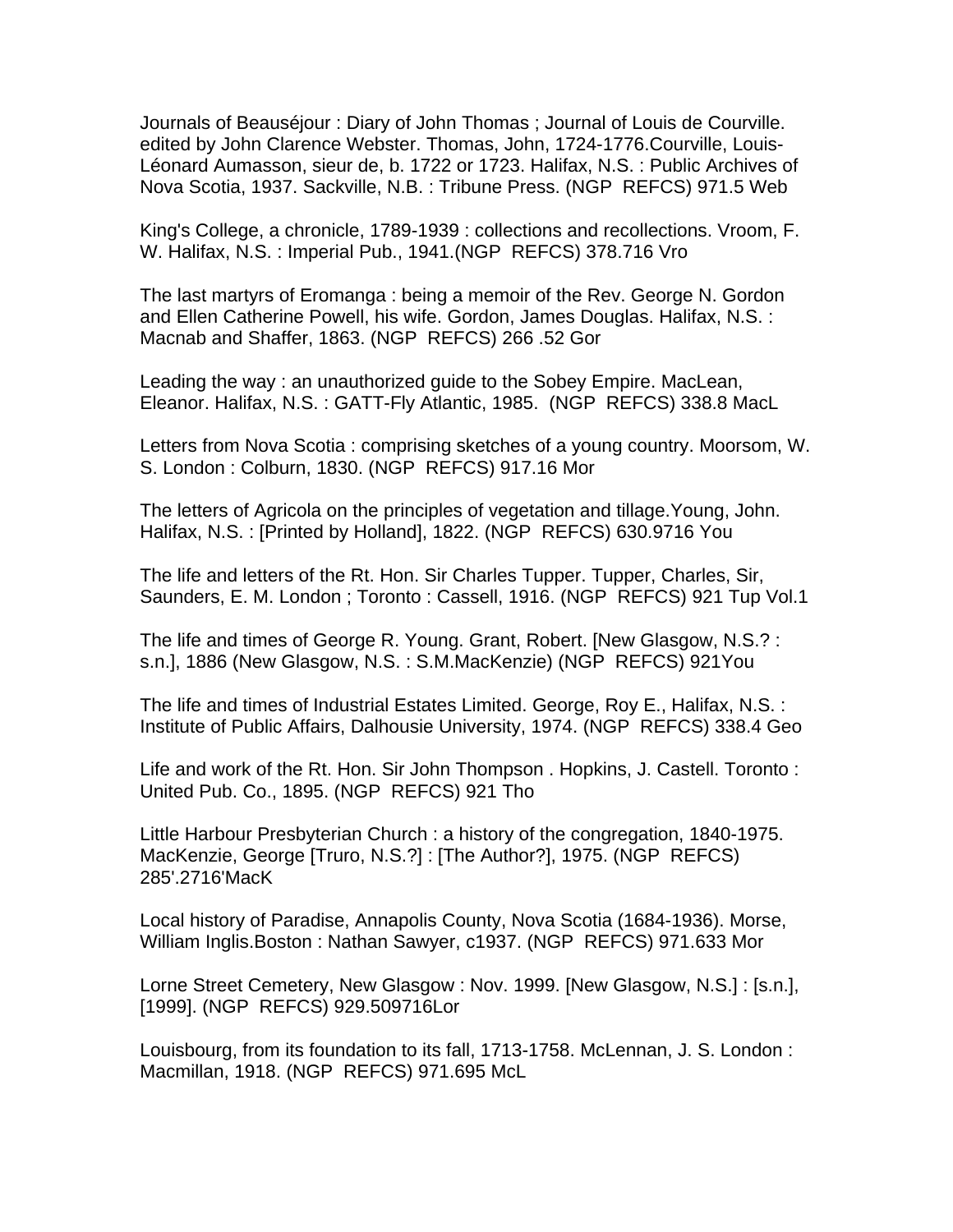Journals of Beauséjour : Diary of John Thomas ; Journal of Louis de Courville. edited by John Clarence Webster. Thomas, John, 1724-1776.Courville, Louis-Léonard Aumasson, sieur de, b. 1722 or 1723. Halifax, N.S. : Public Archives of Nova Scotia, 1937. Sackville, N.B. : Tribune Press. (NGP REFCS) 971.5 Web

King's College, a chronicle, 1789-1939 : collections and recollections. Vroom, F. W. Halifax, N.S. : Imperial Pub., 1941.(NGP REFCS) 378.716 Vro

The last martyrs of Eromanga : being a memoir of the Rev. George N. Gordon and Ellen Catherine Powell, his wife. Gordon, James Douglas. Halifax, N.S. : Macnab and Shaffer, 1863. (NGP REFCS) 266 .52 Gor

Leading the way : an unauthorized guide to the Sobey Empire. MacLean, Eleanor. Halifax, N.S. : GATT-Fly Atlantic, 1985. (NGP REFCS) 338.8 MacL

Letters from Nova Scotia : comprising sketches of a young country. Moorsom, W. S. London : Colburn, 1830. (NGP REFCS) 917.16 Mor

The letters of Agricola on the principles of vegetation and tillage.Young, John. Halifax, N.S. : [Printed by Holland], 1822. (NGP REFCS) 630.9716 You

The life and letters of the Rt. Hon. Sir Charles Tupper. Tupper, Charles, Sir, Saunders, E. M. London ; Toronto : Cassell, 1916. (NGP REFCS) 921 Tup Vol.1

The life and times of George R. Young. Grant, Robert. [New Glasgow, N.S.? : s.n.], 1886 (New Glasgow, N.S. : S.M.MacKenzie) (NGP REFCS) 921You

The life and times of Industrial Estates Limited. George, Roy E., Halifax, N.S. : Institute of Public Affairs, Dalhousie University, 1974. (NGP REFCS) 338.4 Geo

Life and work of the Rt. Hon. Sir John Thompson . Hopkins, J. Castell. Toronto : United Pub. Co., 1895. (NGP REFCS) 921 Tho

Little Harbour Presbyterian Church : a history of the congregation, 1840-1975. MacKenzie, George [Truro, N.S.?] : [The Author?], 1975. (NGP REFCS) 285'.2716'MacK

Local history of Paradise, Annapolis County, Nova Scotia (1684-1936). Morse, William Inglis.Boston : Nathan Sawyer, c1937. (NGP REFCS) 971.633 Mor

Lorne Street Cemetery, New Glasgow : Nov. 1999. [New Glasgow, N.S.] : [s.n.], [1999]. (NGP REFCS) 929.509716Lor

Louisbourg, from its foundation to its fall, 1713-1758. McLennan, J. S. London : Macmillan, 1918. (NGP REFCS) 971.695 McL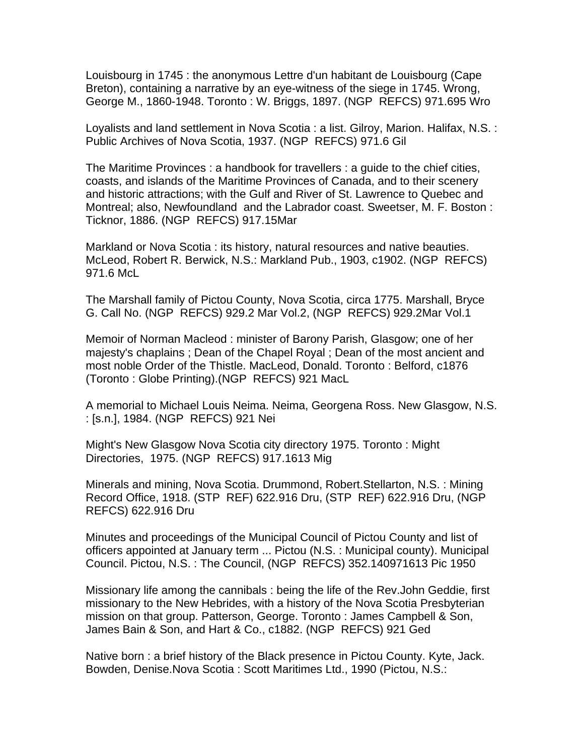Louisbourg in 1745 : the anonymous Lettre d'un habitant de Louisbourg (Cape Breton), containing a narrative by an eye-witness of the siege in 1745. Wrong, George M., 1860-1948. Toronto : W. Briggs, 1897. (NGP REFCS) 971.695 Wro

Loyalists and land settlement in Nova Scotia : a list. Gilroy, Marion. Halifax, N.S. : Public Archives of Nova Scotia, 1937. (NGP REFCS) 971.6 Gil

The Maritime Provinces : a handbook for travellers : a guide to the chief cities, coasts, and islands of the Maritime Provinces of Canada, and to their scenery and historic attractions; with the Gulf and River of St. Lawrence to Quebec and Montreal; also, Newfoundland and the Labrador coast. Sweetser, M. F. Boston : Ticknor, 1886. (NGP REFCS) 917.15Mar

Markland or Nova Scotia : its history, natural resources and native beauties. McLeod, Robert R. Berwick, N.S.: Markland Pub., 1903, c1902. (NGP REFCS) 971.6 McL

The Marshall family of Pictou County, Nova Scotia, circa 1775. Marshall, Bryce G. Call No. (NGP REFCS) 929.2 Mar Vol.2, (NGP REFCS) 929.2Mar Vol.1

Memoir of Norman Macleod : minister of Barony Parish, Glasgow; one of her majesty's chaplains ; Dean of the Chapel Royal ; Dean of the most ancient and most noble Order of the Thistle. MacLeod, Donald. Toronto : Belford, c1876 (Toronto : Globe Printing).(NGP REFCS) 921 MacL

A memorial to Michael Louis Neima. Neima, Georgena Ross. New Glasgow, N.S. : [s.n.], 1984. (NGP REFCS) 921 Nei

Might's New Glasgow Nova Scotia city directory 1975. Toronto : Might Directories, 1975. (NGP REFCS) 917.1613 Mig

Minerals and mining, Nova Scotia. Drummond, Robert.Stellarton, N.S. : Mining Record Office, 1918. (STP REF) 622.916 Dru, (STP REF) 622.916 Dru, (NGP REFCS) 622.916 Dru

Minutes and proceedings of the Municipal Council of Pictou County and list of officers appointed at January term ... Pictou (N.S. : Municipal county). Municipal Council. Pictou, N.S. : The Council, (NGP REFCS) 352.140971613 Pic 1950

Missionary life among the cannibals : being the life of the Rev.John Geddie, first missionary to the New Hebrides, with a history of the Nova Scotia Presbyterian mission on that group. Patterson, George. Toronto : James Campbell & Son, James Bain & Son, and Hart & Co., c1882. (NGP REFCS) 921 Ged

Native born : a brief history of the Black presence in Pictou County. Kyte, Jack. Bowden, Denise.Nova Scotia : Scott Maritimes Ltd., 1990 (Pictou, N.S.: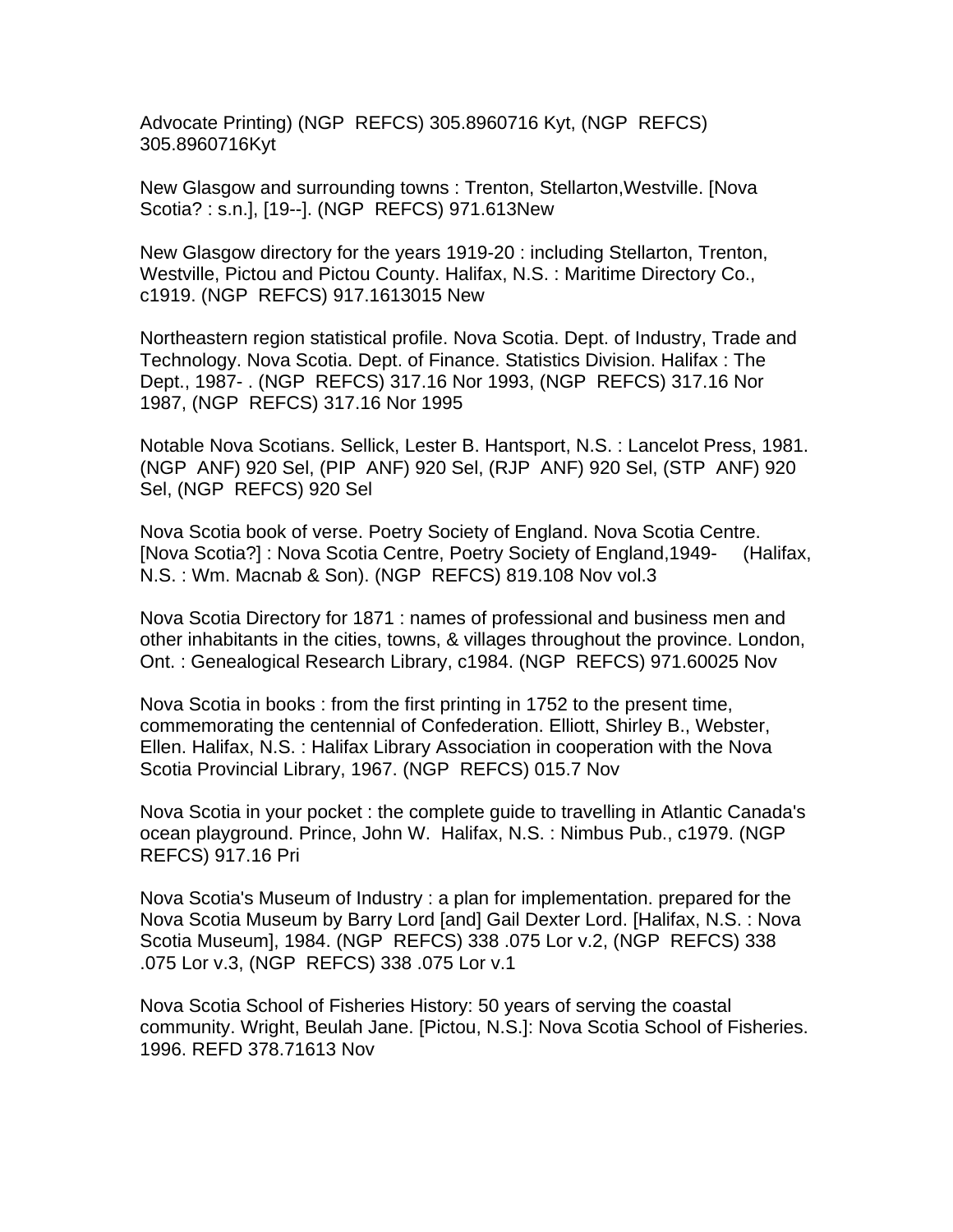Advocate Printing) (NGP REFCS) 305.8960716 Kyt, (NGP REFCS) 305.8960716Kyt

New Glasgow and surrounding towns : Trenton, Stellarton,Westville. [Nova Scotia? : s.n.], [19--]. (NGP REFCS) 971.613New

New Glasgow directory for the years 1919-20 : including Stellarton, Trenton, Westville, Pictou and Pictou County. Halifax, N.S. : Maritime Directory Co., c1919. (NGP REFCS) 917.1613015 New

Northeastern region statistical profile. Nova Scotia. Dept. of Industry, Trade and Technology. Nova Scotia. Dept. of Finance. Statistics Division. Halifax : The Dept., 1987- . (NGP REFCS) 317.16 Nor 1993, (NGP REFCS) 317.16 Nor 1987, (NGP REFCS) 317.16 Nor 1995

Notable Nova Scotians. Sellick, Lester B. Hantsport, N.S. : Lancelot Press, 1981. (NGP ANF) 920 Sel, (PIP ANF) 920 Sel, (RJP ANF) 920 Sel, (STP ANF) 920 Sel, (NGP REFCS) 920 Sel

Nova Scotia book of verse. Poetry Society of England. Nova Scotia Centre. [Nova Scotia?] : Nova Scotia Centre, Poetry Society of England,1949- (Halifax, N.S. : Wm. Macnab & Son). (NGP REFCS) 819.108 Nov vol.3

Nova Scotia Directory for 1871 : names of professional and business men and other inhabitants in the cities, towns, & villages throughout the province. London, Ont. : Genealogical Research Library, c1984. (NGP REFCS) 971.60025 Nov

Nova Scotia in books : from the first printing in 1752 to the present time, commemorating the centennial of Confederation. Elliott, Shirley B., Webster, Ellen. Halifax, N.S. : Halifax Library Association in cooperation with the Nova Scotia Provincial Library, 1967. (NGP REFCS) 015.7 Nov

Nova Scotia in your pocket : the complete guide to travelling in Atlantic Canada's ocean playground. Prince, John W. Halifax, N.S. : Nimbus Pub., c1979. (NGP REFCS) 917.16 Pri

Nova Scotia's Museum of Industry : a plan for implementation. prepared for the Nova Scotia Museum by Barry Lord [and] Gail Dexter Lord. [Halifax, N.S. : Nova Scotia Museum], 1984. (NGP REFCS) 338 .075 Lor v.2, (NGP REFCS) 338 .075 Lor v.3, (NGP REFCS) 338 .075 Lor v.1

Nova Scotia School of Fisheries History: 50 years of serving the coastal community. Wright, Beulah Jane. [Pictou, N.S.]: Nova Scotia School of Fisheries. 1996. REFD 378.71613 Nov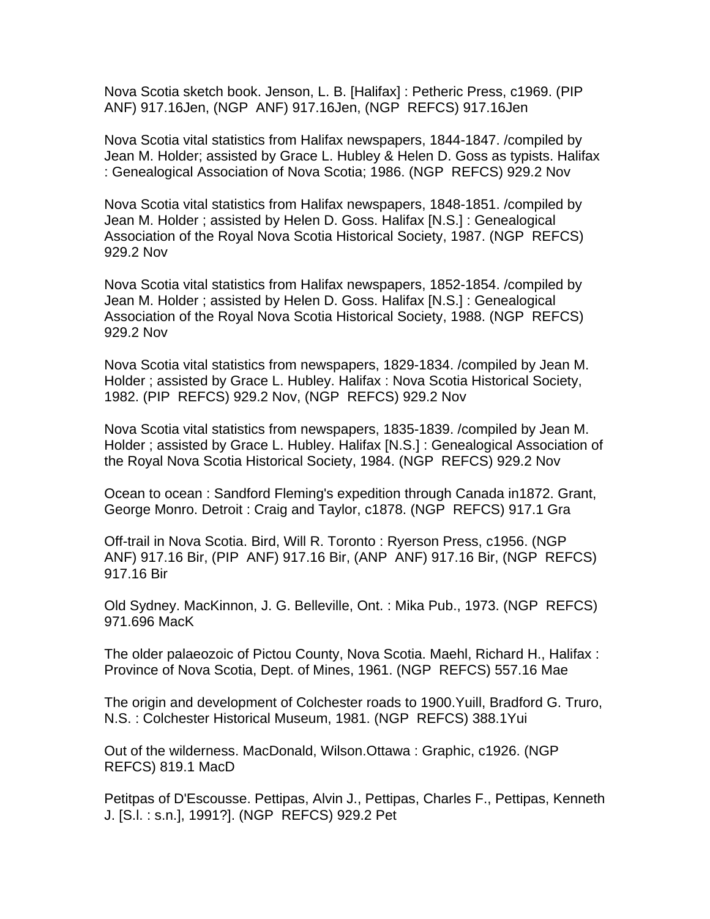Nova Scotia sketch book. Jenson, L. B. [Halifax] : Petheric Press, c1969. (PIP ANF) 917.16Jen, (NGP ANF) 917.16Jen, (NGP REFCS) 917.16Jen

Nova Scotia vital statistics from Halifax newspapers, 1844-1847. /compiled by Jean M. Holder; assisted by Grace L. Hubley & Helen D. Goss as typists. Halifax : Genealogical Association of Nova Scotia; 1986. (NGP REFCS) 929.2 Nov

Nova Scotia vital statistics from Halifax newspapers, 1848-1851. /compiled by Jean M. Holder ; assisted by Helen D. Goss. Halifax [N.S.] : Genealogical Association of the Royal Nova Scotia Historical Society, 1987. (NGP REFCS) 929.2 Nov

Nova Scotia vital statistics from Halifax newspapers, 1852-1854. /compiled by Jean M. Holder ; assisted by Helen D. Goss. Halifax [N.S.] : Genealogical Association of the Royal Nova Scotia Historical Society, 1988. (NGP REFCS) 929.2 Nov

Nova Scotia vital statistics from newspapers, 1829-1834. /compiled by Jean M. Holder ; assisted by Grace L. Hubley. Halifax : Nova Scotia Historical Society, 1982. (PIP REFCS) 929.2 Nov, (NGP REFCS) 929.2 Nov

Nova Scotia vital statistics from newspapers, 1835-1839. /compiled by Jean M. Holder ; assisted by Grace L. Hubley. Halifax [N.S.] : Genealogical Association of the Royal Nova Scotia Historical Society, 1984. (NGP REFCS) 929.2 Nov

Ocean to ocean : Sandford Fleming's expedition through Canada in1872. Grant, George Monro. Detroit : Craig and Taylor, c1878. (NGP REFCS) 917.1 Gra

Off-trail in Nova Scotia. Bird, Will R. Toronto : Ryerson Press, c1956. (NGP ANF) 917.16 Bir, (PIP ANF) 917.16 Bir, (ANP ANF) 917.16 Bir, (NGP REFCS) 917.16 Bir

Old Sydney. MacKinnon, J. G. Belleville, Ont. : Mika Pub., 1973. (NGP REFCS) 971.696 MacK

The older palaeozoic of Pictou County, Nova Scotia. Maehl, Richard H., Halifax : Province of Nova Scotia, Dept. of Mines, 1961. (NGP REFCS) 557.16 Mae

The origin and development of Colchester roads to 1900.Yuill, Bradford G. Truro, N.S. : Colchester Historical Museum, 1981. (NGP REFCS) 388.1Yui

Out of the wilderness. MacDonald, Wilson.Ottawa : Graphic, c1926. (NGP REFCS) 819.1 MacD

Petitpas of D'Escousse. Pettipas, Alvin J., Pettipas, Charles F., Pettipas, Kenneth J. [S.l. : s.n.], 1991?]. (NGP REFCS) 929.2 Pet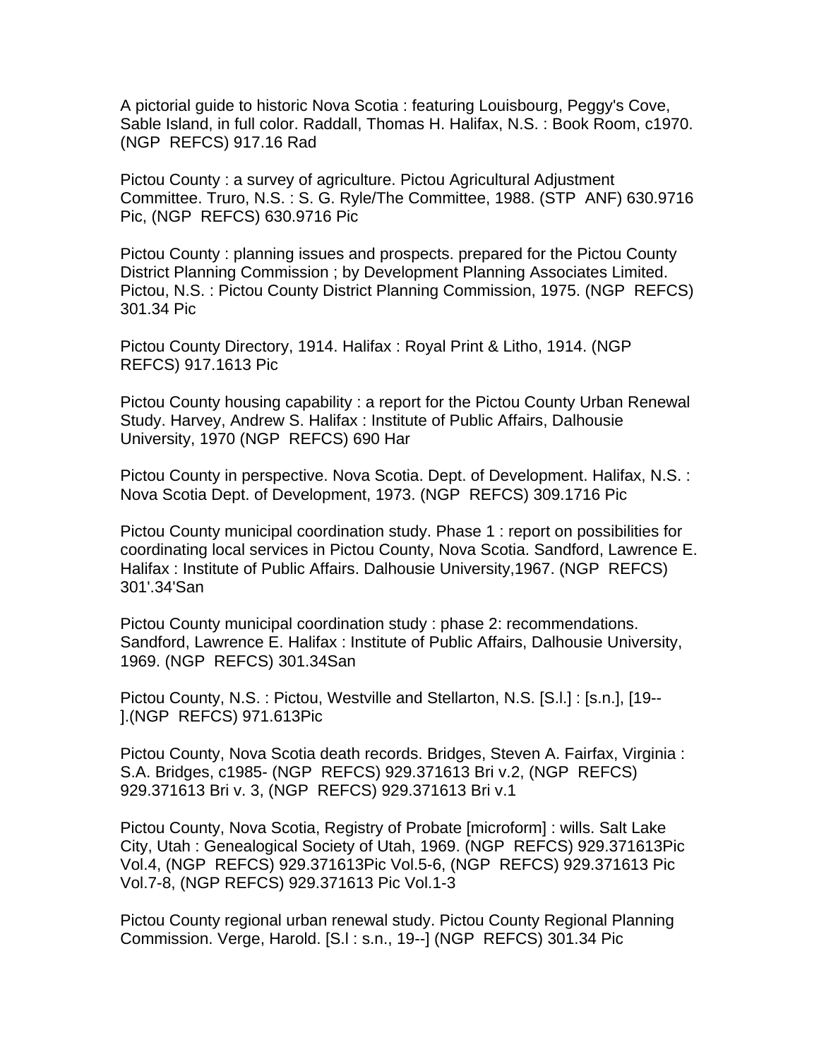A pictorial guide to historic Nova Scotia : featuring Louisbourg, Peggy's Cove, Sable Island, in full color. Raddall, Thomas H. Halifax, N.S. : Book Room, c1970. (NGP REFCS) 917.16 Rad

Pictou County : a survey of agriculture. Pictou Agricultural Adjustment Committee. Truro, N.S. : S. G. Ryle/The Committee, 1988. (STP ANF) 630.9716 Pic, (NGP REFCS) 630.9716 Pic

Pictou County : planning issues and prospects. prepared for the Pictou County District Planning Commission ; by Development Planning Associates Limited. Pictou, N.S. : Pictou County District Planning Commission, 1975. (NGP REFCS) 301.34 Pic

Pictou County Directory, 1914. Halifax : Royal Print & Litho, 1914. (NGP REFCS) 917.1613 Pic

Pictou County housing capability : a report for the Pictou County Urban Renewal Study. Harvey, Andrew S. Halifax : Institute of Public Affairs, Dalhousie University, 1970 (NGP REFCS) 690 Har

Pictou County in perspective. Nova Scotia. Dept. of Development. Halifax, N.S. : Nova Scotia Dept. of Development, 1973. (NGP REFCS) 309.1716 Pic

Pictou County municipal coordination study. Phase 1 : report on possibilities for coordinating local services in Pictou County, Nova Scotia. Sandford, Lawrence E. Halifax : Institute of Public Affairs. Dalhousie University,1967. (NGP REFCS) 301'.34'San

Pictou County municipal coordination study : phase 2: recommendations. Sandford, Lawrence E. Halifax : Institute of Public Affairs, Dalhousie University, 1969. (NGP REFCS) 301.34San

Pictou County, N.S. : Pictou, Westville and Stellarton, N.S. [S.l.] : [s.n.], [19-- ].(NGP REFCS) 971.613Pic

Pictou County, Nova Scotia death records. Bridges, Steven A. Fairfax, Virginia : S.A. Bridges, c1985- (NGP REFCS) 929.371613 Bri v.2, (NGP REFCS) 929.371613 Bri v. 3, (NGP REFCS) 929.371613 Bri v.1

Pictou County, Nova Scotia, Registry of Probate [microform] : wills. Salt Lake City, Utah : Genealogical Society of Utah, 1969. (NGP REFCS) 929.371613Pic Vol.4, (NGP REFCS) 929.371613Pic Vol.5-6, (NGP REFCS) 929.371613 Pic Vol.7-8, (NGP REFCS) 929.371613 Pic Vol.1-3

Pictou County regional urban renewal study. Pictou County Regional Planning Commission. Verge, Harold. [S.l : s.n., 19--] (NGP REFCS) 301.34 Pic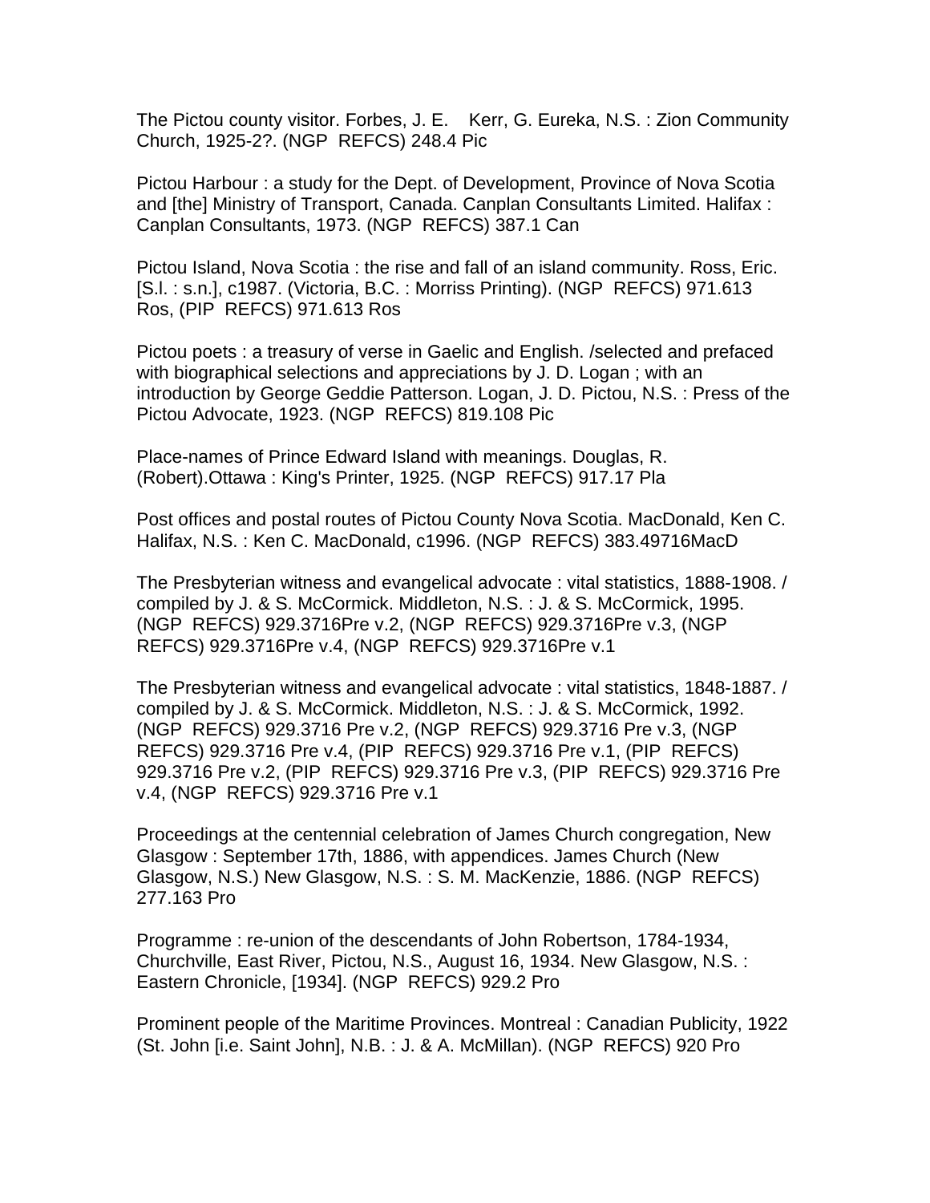The Pictou county visitor. Forbes, J. E. Kerr, G. Eureka, N.S. : Zion Community Church, 1925-2?. (NGP REFCS) 248.4 Pic

Pictou Harbour : a study for the Dept. of Development, Province of Nova Scotia and [the] Ministry of Transport, Canada. Canplan Consultants Limited. Halifax : Canplan Consultants, 1973. (NGP REFCS) 387.1 Can

Pictou Island, Nova Scotia : the rise and fall of an island community. Ross, Eric. [S.l. : s.n.], c1987. (Victoria, B.C. : Morriss Printing). (NGP REFCS) 971.613 Ros, (PIP REFCS) 971.613 Ros

Pictou poets : a treasury of verse in Gaelic and English. /selected and prefaced with biographical selections and appreciations by J. D. Logan ; with an introduction by George Geddie Patterson. Logan, J. D. Pictou, N.S. : Press of the Pictou Advocate, 1923. (NGP REFCS) 819.108 Pic

Place-names of Prince Edward Island with meanings. Douglas, R. (Robert).Ottawa : King's Printer, 1925. (NGP REFCS) 917.17 Pla

Post offices and postal routes of Pictou County Nova Scotia. MacDonald, Ken C. Halifax, N.S. : Ken C. MacDonald, c1996. (NGP REFCS) 383.49716MacD

The Presbyterian witness and evangelical advocate : vital statistics, 1888-1908. / compiled by J. & S. McCormick. Middleton, N.S. : J. & S. McCormick, 1995. (NGP REFCS) 929.3716Pre v.2, (NGP REFCS) 929.3716Pre v.3, (NGP REFCS) 929.3716Pre v.4, (NGP REFCS) 929.3716Pre v.1

The Presbyterian witness and evangelical advocate : vital statistics, 1848-1887. / compiled by J. & S. McCormick. Middleton, N.S. : J. & S. McCormick, 1992. (NGP REFCS) 929.3716 Pre v.2, (NGP REFCS) 929.3716 Pre v.3, (NGP REFCS) 929.3716 Pre v.4, (PIP REFCS) 929.3716 Pre v.1, (PIP REFCS) 929.3716 Pre v.2, (PIP REFCS) 929.3716 Pre v.3, (PIP REFCS) 929.3716 Pre v.4, (NGP REFCS) 929.3716 Pre v.1

Proceedings at the centennial celebration of James Church congregation, New Glasgow : September 17th, 1886, with appendices. James Church (New Glasgow, N.S.) New Glasgow, N.S. : S. M. MacKenzie, 1886. (NGP REFCS) 277.163 Pro

Programme : re-union of the descendants of John Robertson, 1784-1934, Churchville, East River, Pictou, N.S., August 16, 1934. New Glasgow, N.S. : Eastern Chronicle, [1934]. (NGP REFCS) 929.2 Pro

Prominent people of the Maritime Provinces. Montreal : Canadian Publicity, 1922 (St. John [i.e. Saint John], N.B. : J. & A. McMillan). (NGP REFCS) 920 Pro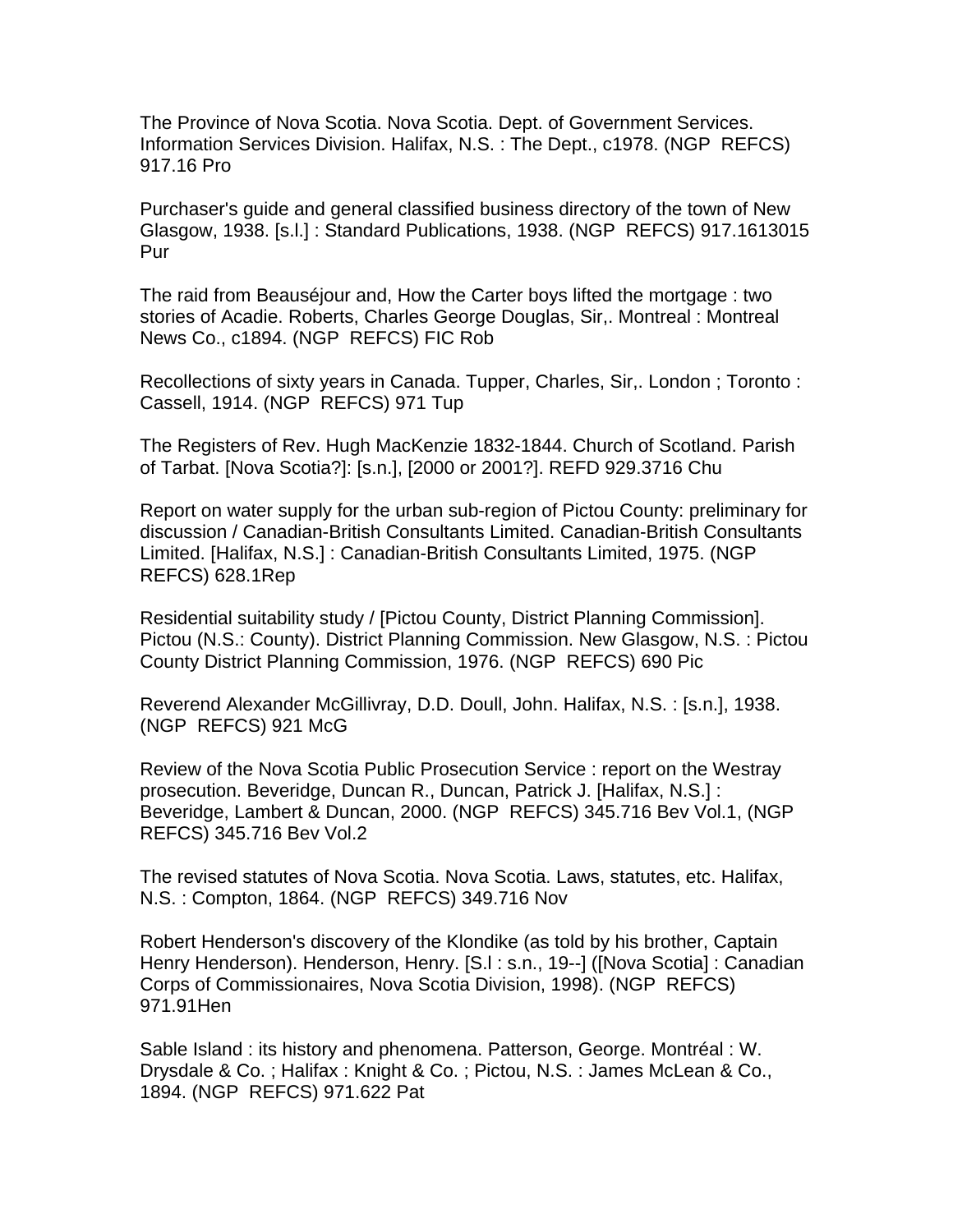The Province of Nova Scotia. Nova Scotia. Dept. of Government Services. Information Services Division. Halifax, N.S. : The Dept., c1978. (NGP  REFCS) 917.16 Pro

Purchaser's guide and general classified business directory of the town of New Glasgow, 1938. [s.l.] : Standard Publications, 1938. (NGP  REFCS) 917.1613015 Pur

The raid from Beauséjour and, How the Carter boys lifted the mortgage : two stories of Acadie. Roberts, Charles George Douglas, Sir,. Montreal : Montreal News Co., c1894. (NGP  REFCS) FIC Rob

Recollections of sixty years in Canada. Tupper, Charles, Sir,. London ; Toronto : Cassell, 1914. (NGP  REFCS) 971 Tup

The Registers of Rev. Hugh MacKenzie 1832-1844. Church of Scotland. Parish of Tarbat. [Nova Scotia?]: [s.n.], [2000 or 2001?]. REFD 929.3716 Chu

Report on water supply for the urban sub-region of Pictou County: preliminary for discussion / Canadian-British Consultants Limited. Canadian-British Consultants Limited. [Halifax, N.S.] : Canadian-British Consultants Limited, 1975. (NGP  REFCS) 628.1Rep

Residential suitability study / [Pictou County, District Planning Commission]. Pictou (N.S.: County). District Planning Commission. New Glasgow, N.S. : Pictou County District Planning Commission, 1976. (NGP  REFCS) 690 Pic

Reverend Alexander McGillivray, D.D. Doull, John. Halifax, N.S. : [s.n.], 1938. (NGP  REFCS) 921 McG

Review of the Nova Scotia Public Prosecution Service : report on the Westray prosecution. Beveridge, Duncan R., Duncan, Patrick J. [Halifax, N.S.] : Beveridge, Lambert & Duncan, 2000. (NGP  REFCS) 345.716 Bev Vol.1, (NGP  REFCS) 345.716 Bev Vol.2

The revised statutes of Nova Scotia. Nova Scotia. Laws, statutes, etc. Halifax, N.S. : Compton, 1864. (NGP  REFCS) 349.716 Nov

Robert Henderson's discovery of the Klondike (as told by his brother, Captain Henry Henderson). Henderson, Henry. [S.l : s.n., 19--] ([Nova Scotia] : Canadian Corps of Commissionaires, Nova Scotia Division, 1998). (NGP  REFCS) 971.91Hen

Sable Island : its history and phenomena. Patterson, George. Montréal : W. Drysdale & Co. ; Halifax : Knight & Co. ; Pictou, N.S. : James McLean & Co., 1894. (NGP  REFCS) 971.622 Pat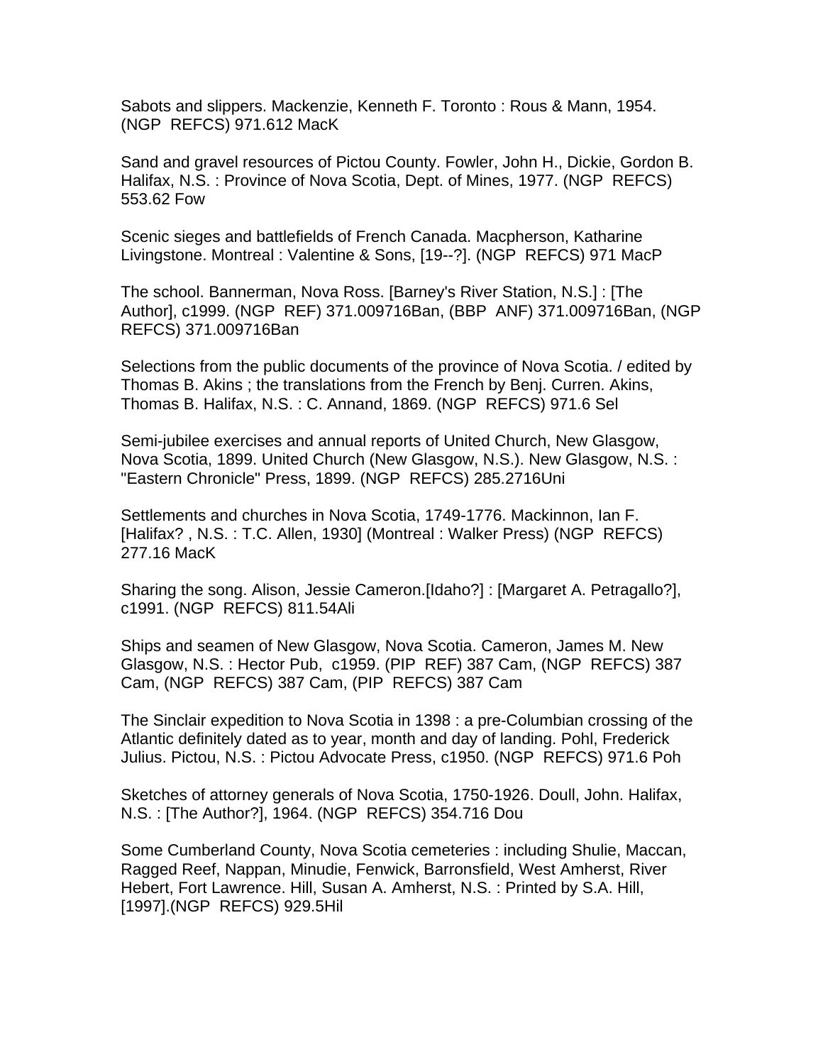Sabots and slippers. Mackenzie, Kenneth F. Toronto : Rous & Mann, 1954. (NGP  REFCS) 971.612 MacK

Sand and gravel resources of Pictou County. Fowler, John H., Dickie, Gordon B. Halifax, N.S. : Province of Nova Scotia, Dept. of Mines, 1977. (NGP  REFCS) 553.62 Fow

Scenic sieges and battlefields of French Canada. Macpherson, Katharine Livingstone. Montreal : Valentine & Sons, [19--?]. (NGP  REFCS) 971 MacP

The school. Bannerman, Nova Ross. [Barney's River Station, N.S.] : [The Author], c1999. (NGP  REF) 371.009716Ban, (BBP  ANF) 371.009716Ban, (NGP  REFCS) 371.009716Ban

Selections from the public documents of the province of Nova Scotia. / edited by Thomas B. Akins ; the translations from the French by Benj. Curren. Akins, Thomas B. Halifax, N.S. : C. Annand, 1869. (NGP  REFCS) 971.6 Sel

Semi-jubilee exercises and annual reports of United Church, New Glasgow, Nova Scotia, 1899. United Church (New Glasgow, N.S.). New Glasgow, N.S. : "Eastern Chronicle" Press, 1899. (NGP  REFCS) 285.2716Uni

Settlements and churches in Nova Scotia, 1749-1776. Mackinnon, Ian F. [Halifax? , N.S. : T.C. Allen, 1930] (Montreal : Walker Press) (NGP  REFCS) 277.16 MacK

Sharing the song. Alison, Jessie Cameron.[Idaho?] : [Margaret A. Petragallo?], c1991. (NGP  REFCS) 811.54Ali

Ships and seamen of New Glasgow, Nova Scotia. Cameron, James M. New Glasgow, N.S. : Hector Pub,  c1959. (PIP  REF) 387 Cam, (NGP  REFCS) 387 Cam, (NGP  REFCS) 387 Cam, (PIP  REFCS) 387 Cam

The Sinclair expedition to Nova Scotia in 1398 : a pre-Columbian crossing of the Atlantic definitely dated as to year, month and day of landing. Pohl, Frederick Julius. Pictou, N.S. : Pictou Advocate Press, c1950. (NGP  REFCS) 971.6 Poh

Sketches of attorney generals of Nova Scotia, 1750-1926. Doull, John. Halifax, N.S. : [The Author?], 1964. (NGP  REFCS) 354.716 Dou

Some Cumberland County, Nova Scotia cemeteries : including Shulie, Maccan, Ragged Reef, Nappan, Minudie, Fenwick, Barronsfield, West Amherst, River Hebert, Fort Lawrence. Hill, Susan A. Amherst, N.S. : Printed by S.A. Hill, [1997].(NGP  REFCS) 929.5Hil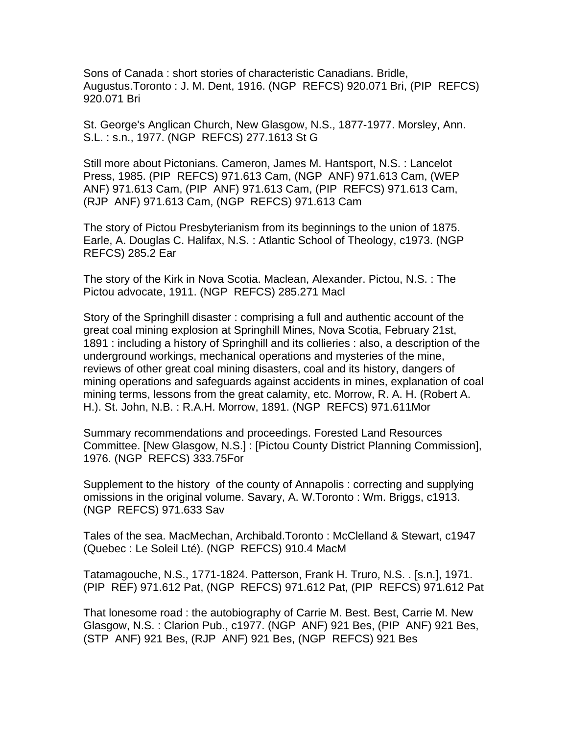Sons of Canada : short stories of characteristic Canadians. Bridle, Augustus.Toronto : J. M. Dent, 1916. (NGP REFCS) 920.071 Bri, (PIP REFCS) 920.071 Bri

St. George's Anglican Church, New Glasgow, N.S., 1877-1977. Morsley, Ann. S.L. : s.n., 1977. (NGP REFCS) 277.1613 St G

Still more about Pictonians. Cameron, James M. Hantsport, N.S. : Lancelot Press, 1985. (PIP REFCS) 971.613 Cam, (NGP ANF) 971.613 Cam, (WEP ANF) 971.613 Cam, (PIP ANF) 971.613 Cam, (PIP REFCS) 971.613 Cam, (RJP ANF) 971.613 Cam, (NGP REFCS) 971.613 Cam

The story of Pictou Presbyterianism from its beginnings to the union of 1875. Earle, A. Douglas C. Halifax, N.S. : Atlantic School of Theology, c1973. (NGP REFCS) 285.2 Ear

The story of the Kirk in Nova Scotia. Maclean, Alexander. Pictou, N.S. : The Pictou advocate, 1911. (NGP REFCS) 285.271 Macl

Story of the Springhill disaster : comprising a full and authentic account of the great coal mining explosion at Springhill Mines, Nova Scotia, February 21st, 1891 : including a history of Springhill and its collieries : also, a description of the underground workings, mechanical operations and mysteries of the mine, reviews of other great coal mining disasters, coal and its history, dangers of mining operations and safeguards against accidents in mines, explanation of coal mining terms, lessons from the great calamity, etc. Morrow, R. A. H. (Robert A. H.). St. John, N.B. : R.A.H. Morrow, 1891. (NGP REFCS) 971.611Mor

Summary recommendations and proceedings. Forested Land Resources Committee. [New Glasgow, N.S.] : [Pictou County District Planning Commission], 1976. (NGP REFCS) 333.75For

Supplement to the history of the county of Annapolis : correcting and supplying omissions in the original volume. Savary, A. W.Toronto : Wm. Briggs, c1913. (NGP REFCS) 971.633 Sav

Tales of the sea. MacMechan, Archibald.Toronto : McClelland & Stewart, c1947 (Quebec : Le Soleil Lté). (NGP REFCS) 910.4 MacM

Tatamagouche, N.S., 1771-1824. Patterson, Frank H. Truro, N.S. . [s.n.], 1971. (PIP REF) 971.612 Pat, (NGP REFCS) 971.612 Pat, (PIP REFCS) 971.612 Pat

That lonesome road : the autobiography of Carrie M. Best. Best, Carrie M. New Glasgow, N.S. : Clarion Pub., c1977. (NGP ANF) 921 Bes, (PIP ANF) 921 Bes, (STP ANF) 921 Bes, (RJP ANF) 921 Bes, (NGP REFCS) 921 Bes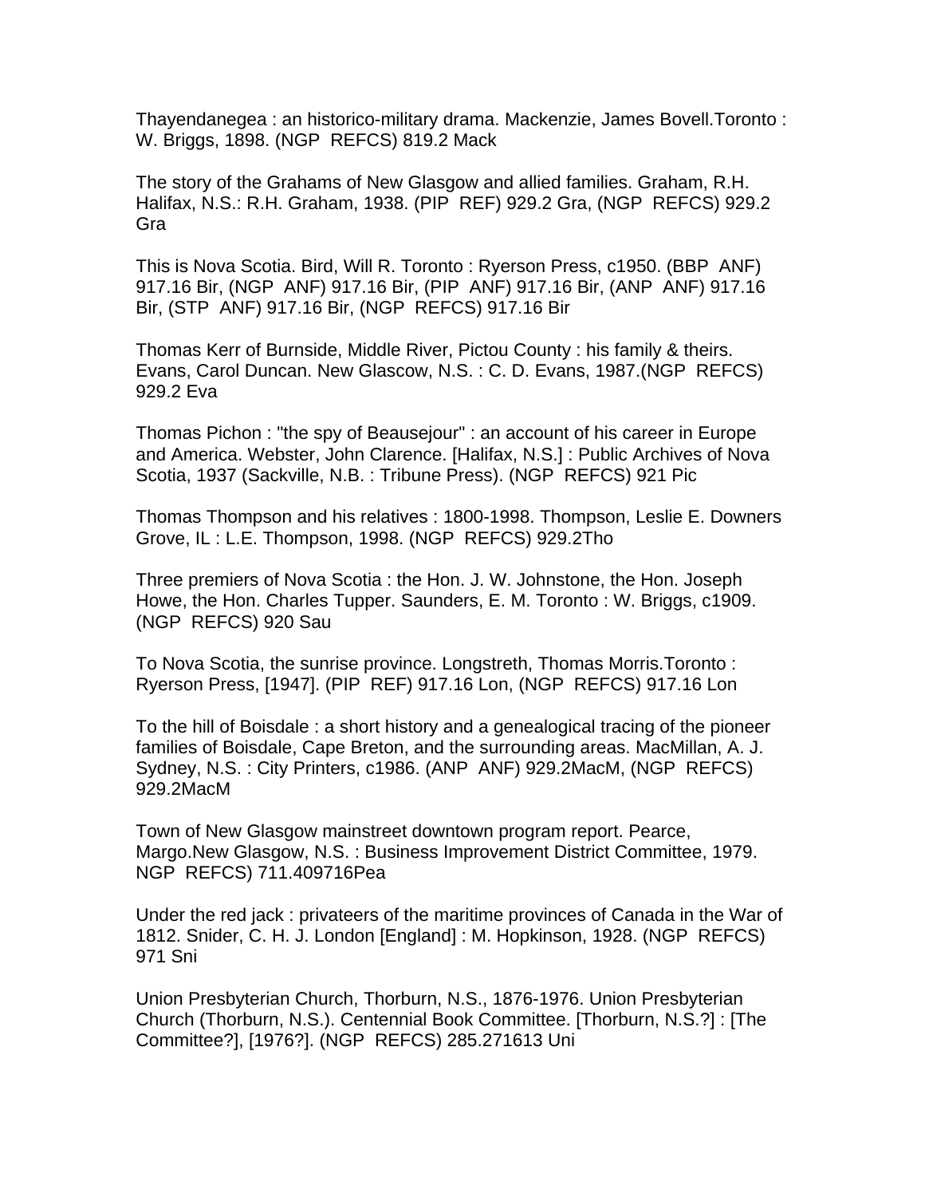Thayendanegea : an historico-military drama. Mackenzie, James Bovell.Toronto : W. Briggs, 1898. (NGP REFCS) 819.2 Mack

The story of the Grahams of New Glasgow and allied families. Graham, R.H. Halifax, N.S.: R.H. Graham, 1938. (PIP REF) 929.2 Gra, (NGP REFCS) 929.2 Gra

This is Nova Scotia. Bird, Will R. Toronto : Ryerson Press, c1950. (BBP ANF) 917.16 Bir, (NGP ANF) 917.16 Bir, (PIP ANF) 917.16 Bir, (ANP ANF) 917.16 Bir, (STP ANF) 917.16 Bir, (NGP REFCS) 917.16 Bir

Thomas Kerr of Burnside, Middle River, Pictou County : his family & theirs. Evans, Carol Duncan. New Glascow, N.S. : C. D. Evans, 1987.(NGP REFCS) 929.2 Eva

Thomas Pichon : "the spy of Beausejour" : an account of his career in Europe and America. Webster, John Clarence. [Halifax, N.S.] : Public Archives of Nova Scotia, 1937 (Sackville, N.B. : Tribune Press). (NGP REFCS) 921 Pic

Thomas Thompson and his relatives : 1800-1998. Thompson, Leslie E. Downers Grove, IL : L.E. Thompson, 1998. (NGP REFCS) 929.2Tho

Three premiers of Nova Scotia : the Hon. J. W. Johnstone, the Hon. Joseph Howe, the Hon. Charles Tupper. Saunders, E. M. Toronto : W. Briggs, c1909. (NGP REFCS) 920 Sau

To Nova Scotia, the sunrise province. Longstreth, Thomas Morris.Toronto : Ryerson Press, [1947]. (PIP REF) 917.16 Lon, (NGP REFCS) 917.16 Lon

To the hill of Boisdale : a short history and a genealogical tracing of the pioneer families of Boisdale, Cape Breton, and the surrounding areas. MacMillan, A. J. Sydney, N.S. : City Printers, c1986. (ANP ANF) 929.2MacM, (NGP REFCS) 929.2MacM

Town of New Glasgow mainstreet downtown program report. Pearce, Margo.New Glasgow, N.S. : Business Improvement District Committee, 1979. NGP REFCS) 711.409716Pea

Under the red jack : privateers of the maritime provinces of Canada in the War of 1812. Snider, C. H. J. London [England] : M. Hopkinson, 1928. (NGP REFCS) 971 Sni

Union Presbyterian Church, Thorburn, N.S., 1876-1976. Union Presbyterian Church (Thorburn, N.S.). Centennial Book Committee. [Thorburn, N.S.?] : [The Committee?], [1976?]. (NGP REFCS) 285.271613 Uni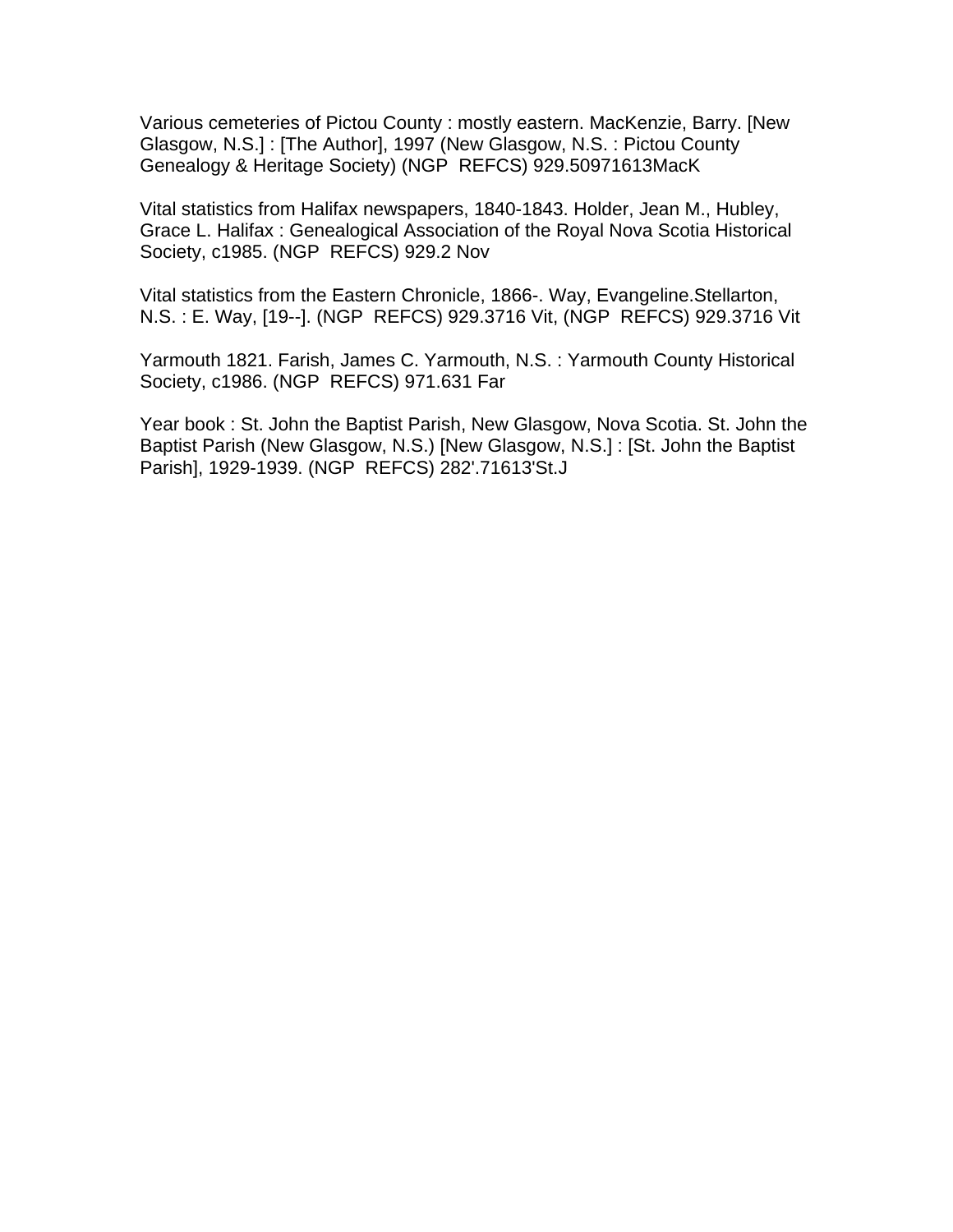Various cemeteries of Pictou County : mostly eastern. MacKenzie, Barry. [New Glasgow, N.S.] : [The Author], 1997 (New Glasgow, N.S. : Pictou County Genealogy & Heritage Society) (NGP  REFCS) 929.50971613MacK

Vital statistics from Halifax newspapers, 1840-1843. Holder, Jean M., Hubley, Grace L. Halifax : Genealogical Association of the Royal Nova Scotia Historical Society, c1985. (NGP  REFCS) 929.2 Nov

Vital statistics from the Eastern Chronicle, 1866-. Way, Evangeline.Stellarton, N.S. : E. Way, [19--]. (NGP  REFCS) 929.3716 Vit, (NGP  REFCS) 929.3716 Vit

Yarmouth 1821. Farish, James C. Yarmouth, N.S. : Yarmouth County Historical Society, c1986. (NGP  REFCS) 971.631 Far

Year book : St. John the Baptist Parish, New Glasgow, Nova Scotia. St. John the Baptist Parish (New Glasgow, N.S.) [New Glasgow, N.S.] : [St. John the Baptist Parish], 1929-1939. (NGP  REFCS) 282'.71613'St.J